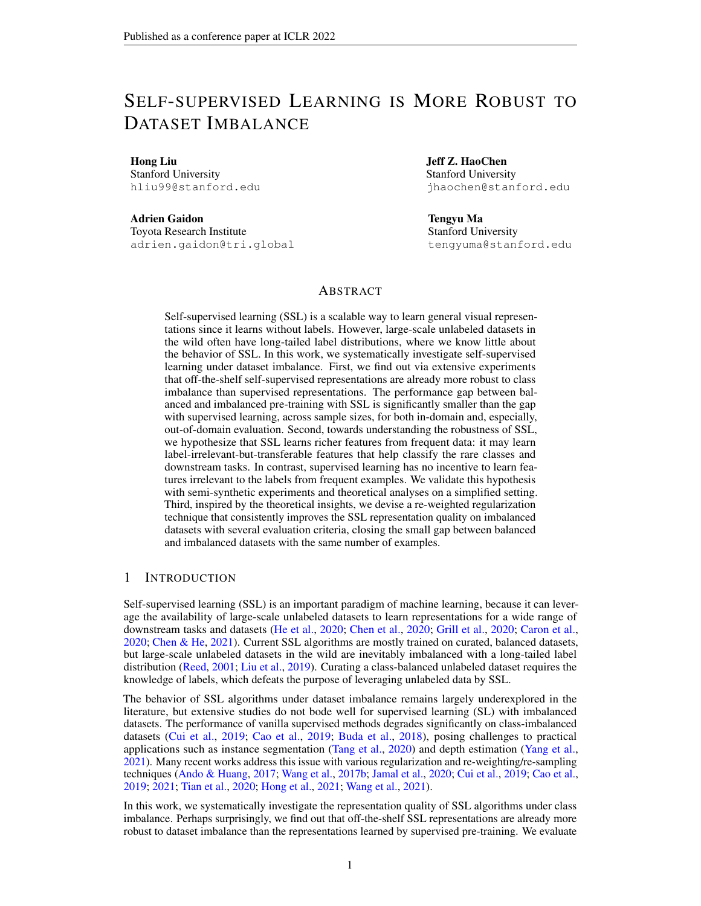# Self-supervised Learning is More Robust to Dataset Imbalance

**Hong Liu**
Stanford University
hliu99@stanford.edu

**Jeff Z. HaoChen**
Stanford University
jhaochen@stanford.edu

**Adrien Gaidon**
Toyota Research Institute
adrien.gaidon@tri.global

**Tengyu Ma**
Stanford University
tengyuma@stanford.edu

## Abstract

Self-supervised learning (SSL) is a scalable way to learn general visual representations since it learns without labels. However, large-scale unlabeled datasets in the wild often have long-tailed label distributions, where we know little about the behavior of SSL. In this work, we systematically investigate self-supervised learning under dataset imbalance. First, we find out via extensive experiments that off-the-shelf self-supervised representations are already more robust to class imbalance than supervised representations. The performance gap between balanced and imbalanced pre-training with SSL is significantly smaller than the gap with supervised learning, across sample sizes, for both in-domain and, especially, out-of-domain evaluation. Second, towards understanding the robustness of SSL, we hypothesize that SSL learns richer features from frequent data: it may learn label-irrelevant-but-transferable features that help classify the rare classes and downstream tasks. In contrast, supervised learning has no incentive to learn features irrelevant to the labels from frequent examples. We validate this hypothesis with semi-synthetic experiments and theoretical analyses on a simplified setting. Third, inspired by the theoretical insights, we devise a re-weighted regularization technique that consistently improves the SSL representation quality on imbalanced datasets with several evaluation criteria, closing the small gap between balanced and imbalanced datasets with the same number of examples.

## 1 Introduction

Self-supervised learning (SSL) is an important paradigm of machine learning, because it can leverage the availability of large-scale unlabeled datasets to learn representations for a wide range of downstream tasks and datasets (He et al., 2020; Chen et al., 2020; Grill et al., 2020; Caron et al., 2020; Chen & He, 2021). Current SSL algorithms are mostly trained on curated, balanced datasets, but large-scale unlabeled datasets in the wild are inevitably imbalanced with a long-tailed label distribution (Reed, 2001; Liu et al., 2019). Curating a class-balanced unlabeled dataset requires the knowledge of labels, which defeats the purpose of leveraging unlabeled data by SSL.

The behavior of SSL algorithms under dataset imbalance remains largely underexplored in the literature, but extensive studies do not bode well for supervised learning (SL) with imbalanced datasets. The performance of vanilla supervised methods degrades significantly on class-imbalanced datasets (Cui et al., 2019; Cao et al., 2019; Buda et al., 2018), posing challenges to practical applications such as instance segmentation (Tang et al., 2020) and depth estimation (Yang et al., 2021). Many recent works address this issue with various regularization and re-weighting/re-sampling techniques (Ando & Huang, 2017; Wang et al., 2017b; Jamal et al., 2020; Cui et al., 2019; Cao et al., 2019; 2021; Tian et al., 2020; Hong et al., 2021; Wang et al., 2021).

In this work, we systematically investigate the representation quality of SSL algorithms under class imbalance. Perhaps surprisingly, we find out that off-the-shelf SSL representations are already more robust to dataset imbalance than the representations learned by supervised pre-training. We evaluate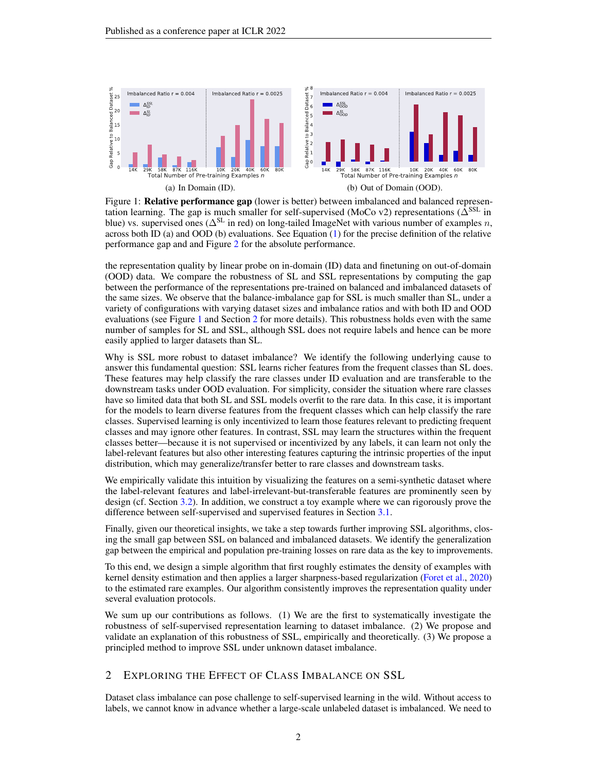(a) In Domain (ID).

(b) Out of Domain (OOD).

Figure 1: **Relative performance gap** (lower is better) between imbalanced and balanced representation learning. The gap is much smaller for self-supervised (MoCo v2) representations ($\Delta^{\text{SSL}}$ in blue) vs. supervised ones ($\Delta^{\text{SL}}$ in red) on long-tailed ImageNet with various number of examples $n$, across both ID (a) and OOD (b) evaluations. See Equation (1) for the precise definition of the relative performance gap and and Figure 2 for the absolute performance.

the representation quality by linear probe on in-domain (ID) data and finetuning on out-of-domain (OOD) data. We compare the robustness of SL and SSL representations by computing the gap between the performance of the representations pre-trained on balanced and imbalanced datasets of the same sizes. We observe that the balance-imbalance gap for SSL is much smaller than SL, under a variety of configurations with varying dataset sizes and imbalance ratios and with both ID and OOD evaluations (see Figure 1 and Section 2 for more details). This robustness holds even with the same number of samples for SL and SSL, although SSL does not require labels and hence can be more easily applied to larger datasets than SL.

Why is SSL more robust to dataset imbalance? We identify the following underlying cause to answer this fundamental question: SSL learns richer features from the frequent classes than SL does. These features may help classify the rare classes under ID evaluation and are transferable to the downstream tasks under OOD evaluation. For simplicity, consider the situation where rare classes have so limited data that both SL and SSL models overfit to the rare data. In this case, it is important for the models to learn diverse features from the frequent classes which can help classify the rare classes. Supervised learning is only incentivized to learn those features relevant to predicting frequent classes and may ignore other features. In contrast, SSL may learn the structures within the frequent classes better—because it is not supervised or incentivized by any labels, it can learn not only the label-relevant features but also other interesting features capturing the intrinsic properties of the input distribution, which may generalize/transfer better to rare classes and downstream tasks.

We empirically validate this intuition by visualizing the features on a semi-synthetic dataset where the label-relevant features and label-irrelevant-but-transferable features are prominently seen by design (cf. Section 3.2). In addition, we construct a toy example where we can rigorously prove the difference between self-supervised and supervised features in Section 3.1.

Finally, given our theoretical insights, we take a step towards further improving SSL algorithms, closing the small gap between SSL on balanced and imbalanced datasets. We identify the generalization gap between the empirical and population pre-training losses on rare data as the key to improvements.

To this end, we design a simple algorithm that first roughly estimates the density of examples with kernel density estimation and then applies a larger sharpness-based regularization (Foret et al., 2020) to the estimated rare examples. Our algorithm consistently improves the representation quality under several evaluation protocols.

We sum up our contributions as follows. (1) We are the first to systematically investigate the robustness of self-supervised representation learning to dataset imbalance. (2) We propose and validate an explanation of this robustness of SSL, empirically and theoretically. (3) We propose a principled method to improve SSL under unknown dataset imbalance.

## 2 Exploring the Effect of Class Imbalance on SSL

Dataset class imbalance can pose challenge to self-supervised learning in the wild. Without access to labels, we cannot know in advance whether a large-scale unlabeled dataset is imbalanced. We need to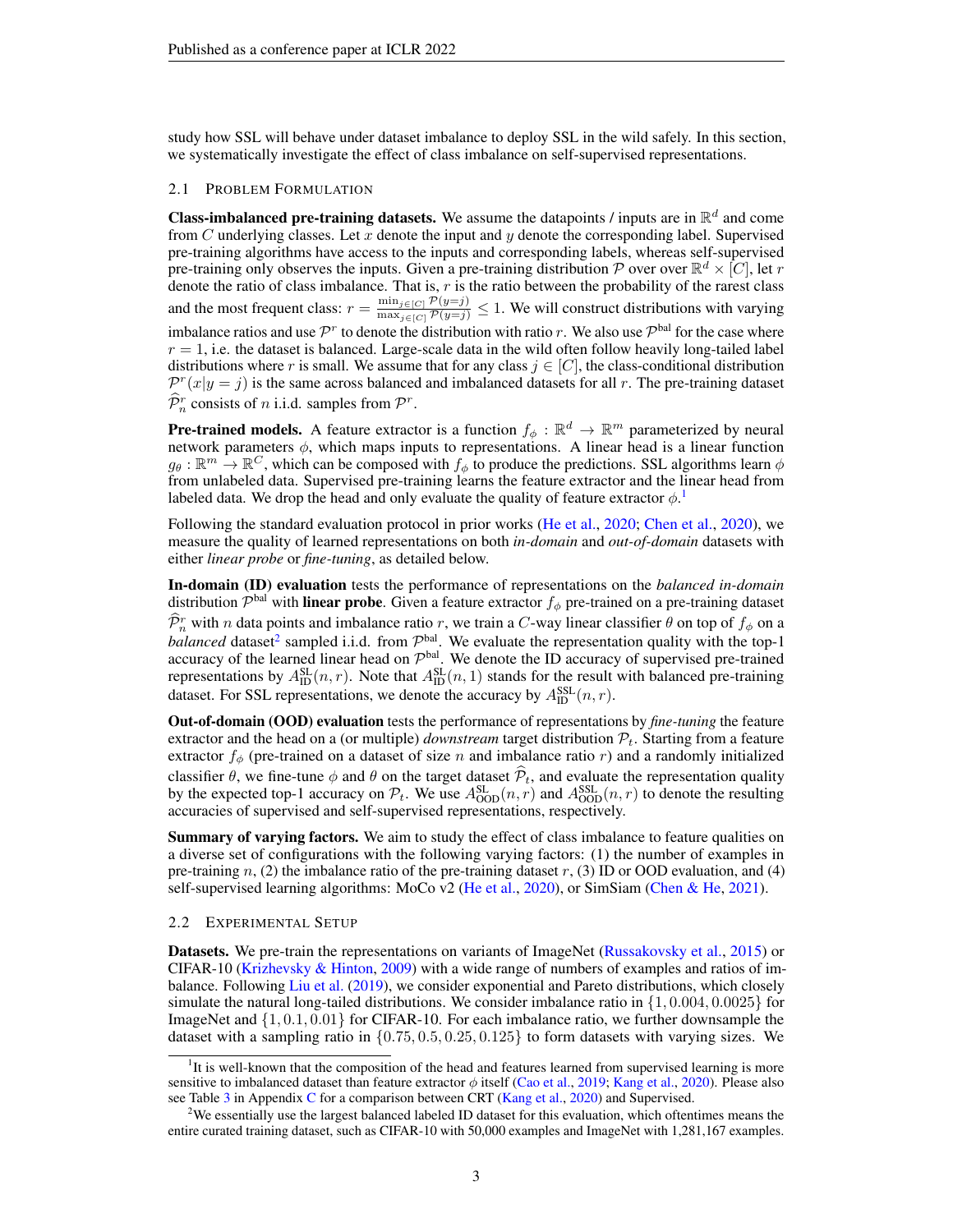study how SSL will behave under dataset imbalance to deploy SSL in the wild safely. In this section, we systematically investigate the effect of class imbalance on self-supervised representations.

### 2.1 Problem Formulation

**Class-imbalanced pre-training datasets.** We assume the datapoints / inputs are in $\mathbb{R}^d$ and come from $C$ underlying classes. Let $x$ denote the input and $y$ denote the corresponding label. Supervised pre-training algorithms have access to the inputs and corresponding labels, whereas self-supervised pre-training only observes the inputs. Given a pre-training distribution $\mathcal{P}$ over over $\mathbb{R}^d \times [C]$, let $r$ denote the ratio of class imbalance. That is, $r$ is the ratio between the probability of the rarest class and the most frequent class: $r = \frac{\min_{j\in[C]} \mathcal{P}(y=j)}{\max_{j\in[C]} \mathcal{P}(y=j)} \leq 1$. We will construct distributions with varying imbalance ratios and use $\mathcal{P}^r$ to denote the distribution with ratio $r$. We also use $\mathcal{P}^{\text{bal}}$ for the case where $r = 1$, i.e. the dataset is balanced. Large-scale data in the wild often follow heavily long-tailed label distributions where $r$ is small. We assume that for any class $j \in [C]$, the class-conditional distribution $\mathcal{P}^r(x|y=j)$ is the same across balanced and imbalanced datasets for all $r$. The pre-training dataset $\widehat{\mathcal{P}}_n^r$ consists of $n$ i.i.d. samples from $\mathcal{P}^r$.

**Pre-trained models.** A feature extractor is a function $f_\phi : \mathbb{R}^d \to \mathbb{R}^m$ parameterized by neural network parameters $\phi$, which maps inputs to representations. A linear head is a linear function $g_\theta : \mathbb{R}^m \to \mathbb{R}^C$, which can be composed with $f_\phi$ to produce the predictions. SSL algorithms learn $\phi$ from unlabeled data. Supervised pre-training learns the feature extractor and the linear head from labeled data. We drop the head and only evaluate the quality of feature extractor $\phi$.[1]

Following the standard evaluation protocol in prior works (He et al., 2020; Chen et al., 2020), we measure the quality of learned representations on both *in-domain* and *out-of-domain* datasets with either *linear probe* or *fine-tuning*, as detailed below.

**In-domain (ID) evaluation** tests the performance of representations on the *balanced in-domain* distribution $\mathcal{P}^{\text{bal}}$ with **linear probe**. Given a feature extractor $f_\phi$ pre-trained on a pre-training dataset $\widehat{\mathcal{P}}_n^r$ with $n$ data points and imbalance ratio $r$, we train a $C$-way linear classifier $\theta$ on top of $f_\phi$ on a *balanced* dataset[2] sampled i.i.d. from $\mathcal{P}^{\text{bal}}$. We evaluate the representation quality with the top-1 accuracy of the learned linear head on $\mathcal{P}^{\text{bal}}$. We denote the ID accuracy of supervised pre-trained representations by $A_{\text{ID}}^{\text{SL}}(n, r)$. Note that $A_{\text{ID}}^{\text{SL}}(n, 1)$ stands for the result with balanced pre-training dataset. For SSL representations, we denote the accuracy by $A_{\text{ID}}^{\text{SSL}}(n, r)$.

**Out-of-domain (OOD) evaluation** tests the performance of representations by *fine-tuning* the feature extractor and the head on a (or multiple) *downstream* target distribution $\mathcal{P}_t$. Starting from a feature extractor $f_\phi$ (pre-trained on a dataset of size $n$ and imbalance ratio $r$) and a randomly initialized classifier $\theta$, we fine-tune $\phi$ and $\theta$ on the target dataset $\widehat{\mathcal{P}}_t$, and evaluate the representation quality by the expected top-1 accuracy on $\mathcal{P}_t$. We use $A_{\text{OOD}}^{\text{SL}}(n, r)$ and $A_{\text{OOD}}^{\text{SSL}}(n, r)$ to denote the resulting accuracies of supervised and self-supervised representations, respectively.

**Summary of varying factors.** We aim to study the effect of class imbalance to feature qualities on a diverse set of configurations with the following varying factors: (1) the number of examples in pre-training $n$, (2) the imbalance ratio of the pre-training dataset $r$, (3) ID or OOD evaluation, and (4) self-supervised learning algorithms: MoCo v2 (He et al., 2020), or SimSiam (Chen & He, 2021).

### 2.2 Experimental Setup

**Datasets.** We pre-train the representations on variants of ImageNet (Russakovsky et al., 2015) or CIFAR-10 (Krizhevsky & Hinton, 2009) with a wide range of numbers of examples and ratios of imbalance. Following Liu et al. (2019), we consider exponential and Pareto distributions, which closely simulate the natural long-tailed distributions. We consider imbalance ratio in $\{1, 0.004, 0.0025\}$ for ImageNet and $\{1, 0.1, 0.01\}$ for CIFAR-10. For each imbalance ratio, we further downsample the dataset with a sampling ratio in $\{0.75, 0.5, 0.25, 0.125\}$ to form datasets with varying sizes. We

[1] It is well-known that the composition of the head and features learned from supervised learning is more sensitive to imbalanced dataset than feature extractor $\phi$ itself (Cao et al., 2019; Kang et al., 2020). Please also see Table 3 in Appendix C for a comparison between CRT (Kang et al., 2020) and Supervised.

[2] We essentially use the largest balanced labeled ID dataset for this evaluation, which oftentimes means the entire curated training dataset, such as CIFAR-10 with 50,000 examples and ImageNet with 1,281,167 examples.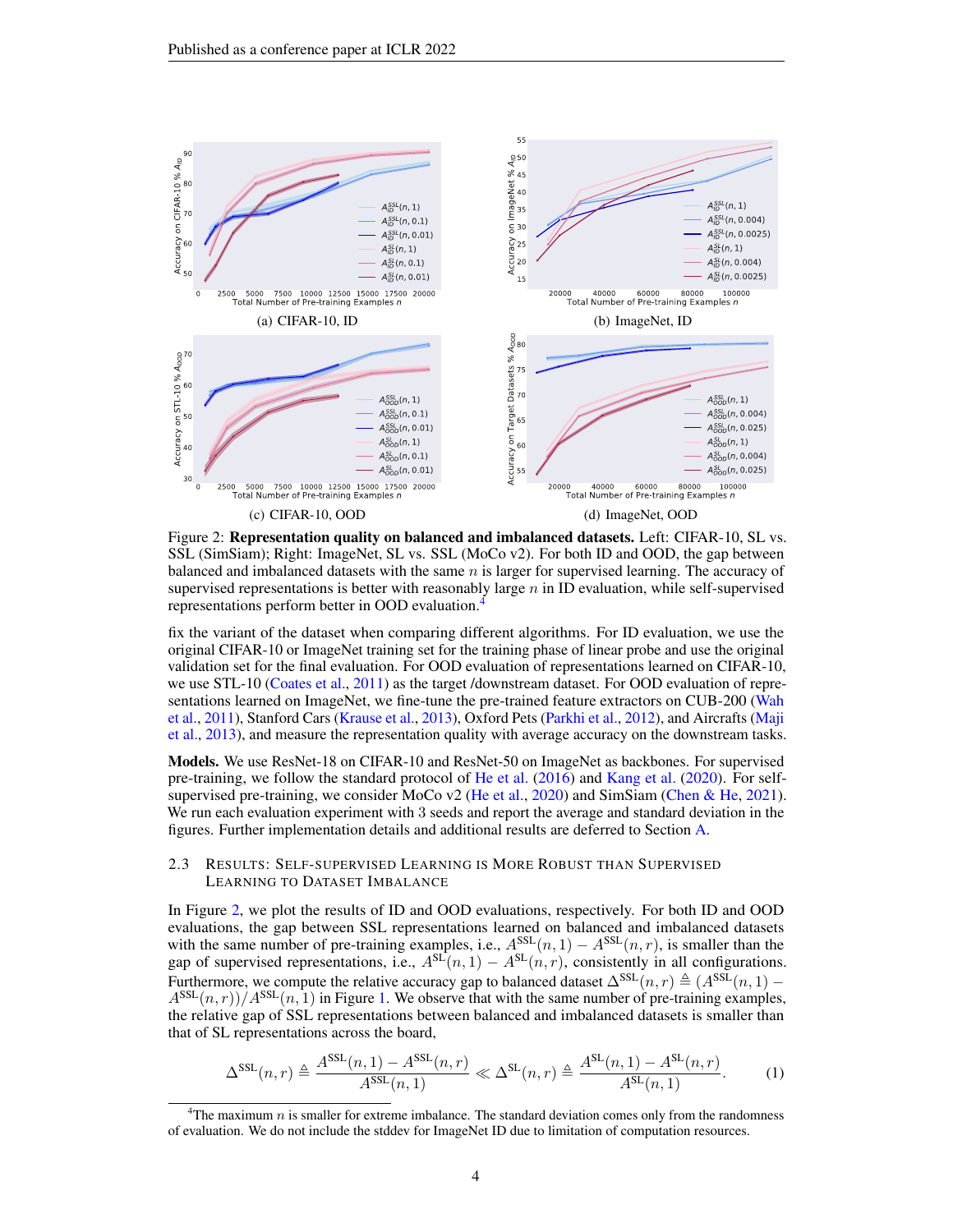(a) CIFAR-10, ID

(b) ImageNet, ID

(c) CIFAR-10, OOD

(d) ImageNet, OOD

Figure 2: **Representation quality on balanced and imbalanced datasets.** Left: CIFAR-10, SL vs. SSL (SimSiam); Right: ImageNet, SL vs. SSL (MoCo v2). For both ID and OOD, the gap between balanced and imbalanced datasets with the same $n$ is larger for supervised learning. The accuracy of supervised representations is better with reasonably large $n$ in ID evaluation, while self-supervised representations perform better in OOD evaluation.[4]

fix the variant of the dataset when comparing different algorithms. For ID evaluation, we use the original CIFAR-10 or ImageNet training set for the training phase of linear probe and use the original validation set for the final evaluation. For OOD evaluation of representations learned on CIFAR-10, we use STL-10 (Coates et al., 2011) as the target /downstream dataset. For OOD evaluation of representations learned on ImageNet, we fine-tune the pre-trained feature extractors on CUB-200 (Wah et al., 2011), Stanford Cars (Krause et al., 2013), Oxford Pets (Parkhi et al., 2012), and Aircrafts (Maji et al., 2013), and measure the representation quality with average accuracy on the downstream tasks.

**Models.** We use ResNet-18 on CIFAR-10 and ResNet-50 on ImageNet as backbones. For supervised pre-training, we follow the standard protocol of He et al. (2016) and Kang et al. (2020). For self-supervised pre-training, we consider MoCo v2 (He et al., 2020) and SimSiam (Chen & He, 2021). We run each evaluation experiment with 3 seeds and report the average and standard deviation in the figures. Further implementation details and additional results are deferred to Section A.

### 2.3 Results: Self-supervised Learning is More Robust than Supervised Learning to Dataset Imbalance

In Figure 2, we plot the results of ID and OOD evaluations, respectively. For both ID and OOD evaluations, the gap between SSL representations learned on balanced and imbalanced datasets with the same number of pre-training examples, i.e., $A^{\text{SSL}}(n, 1) - A^{\text{SSL}}(n, r)$, is smaller than the gap of supervised representations, i.e., $A^{\text{SL}}(n, 1) - A^{\text{SL}}(n, r)$, consistently in all configurations. Furthermore, we compute the relative accuracy gap to balanced dataset $\Delta^{\text{SSL}}(n, r) \triangleq (A^{\text{SSL}}(n, 1) - A^{\text{SSL}}(n, r))/A^{\text{SSL}}(n, 1)$ in Figure 1. We observe that with the same number of pre-training examples, the relative gap of SSL representations between balanced and imbalanced datasets is smaller than that of SL representations across the board,

$$\Delta^{\text{SSL}}(n, r) \triangleq \frac{A^{\text{SSL}}(n, 1) - A^{\text{SSL}}(n, r)}{A^{\text{SSL}}(n, 1)} \ll \Delta^{\text{SL}}(n, r) \triangleq \frac{A^{\text{SL}}(n, 1) - A^{\text{SL}}(n, r)}{A^{\text{SL}}(n, 1)}. \tag{1}$$

[4] The maximum $n$ is smaller for extreme imbalance. The standard deviation comes only from the randomness of evaluation. We do not include the stddev for ImageNet ID due to limitation of computation resources.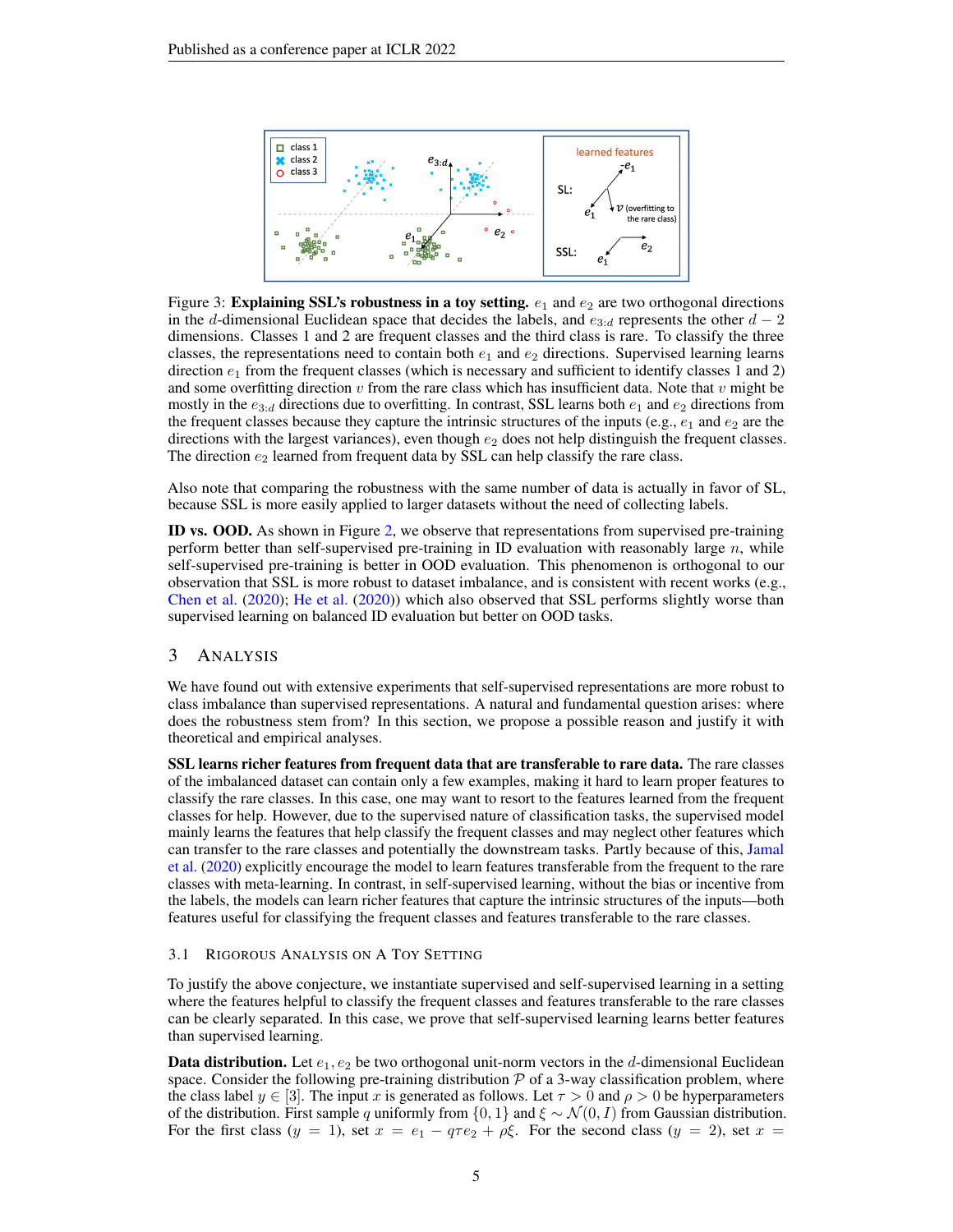Figure 3: **Explaining SSL's robustness in a toy setting.** $e_1$ and $e_2$ are two orthogonal directions in the $d$-dimensional Euclidean space that decides the labels, and $e_{3:d}$ represents the other $d-2$ dimensions. Classes 1 and 2 are frequent classes and the third class is rare. To classify the three classes, the representations need to contain both $e_1$ and $e_2$ directions. Supervised learning learns direction $e_1$ from the frequent classes (which is necessary and sufficient to identify classes 1 and 2) and some overfitting direction $v$ from the rare class which has insufficient data. Note that $v$ might be mostly in the $e_{3:d}$ directions due to overfitting. In contrast, SSL learns both $e_1$ and $e_2$ directions from the frequent classes because they capture the intrinsic structures of the inputs (e.g., $e_1$ and $e_2$ are the directions with the largest variances), even though $e_2$ does not help distinguish the frequent classes. The direction $e_2$ learned from frequent data by SSL can help classify the rare class.

Also note that comparing the robustness with the same number of data is actually in favor of SL, because SSL is more easily applied to larger datasets without the need of collecting labels.

**ID vs. OOD.** As shown in Figure 2, we observe that representations from supervised pre-training perform better than self-supervised pre-training in ID evaluation with reasonably large $n$, while self-supervised pre-training is better in OOD evaluation. This phenomenon is orthogonal to our observation that SSL is more robust to dataset imbalance, and is consistent with recent works (e.g., Chen et al. (2020); He et al. (2020)) which also observed that SSL performs slightly worse than supervised learning on balanced ID evaluation but better on OOD tasks.

## 3 Analysis

We have found out with extensive experiments that self-supervised representations are more robust to class imbalance than supervised representations. A natural and fundamental question arises: where does the robustness stem from? In this section, we propose a possible reason and justify it with theoretical and empirical analyses.

**SSL learns richer features from frequent data that are transferable to rare data.** The rare classes of the imbalanced dataset can contain only a few examples, making it hard to learn proper features to classify the rare classes. In this case, one may want to resort to the features learned from the frequent classes for help. However, due to the supervised nature of classification tasks, the supervised model mainly learns the features that help classify the frequent classes and may neglect other features which can transfer to the rare classes and potentially the downstream tasks. Partly because of this, Jamal et al. (2020) explicitly encourage the model to learn features transferable from the frequent to the rare classes with meta-learning. In contrast, in self-supervised learning, without the bias or incentive from the labels, the models can learn richer features that capture the intrinsic structures of the inputs—both features useful for classifying the frequent classes and features transferable to the rare classes.

### 3.1 Rigorous Analysis on a Toy Setting

To justify the above conjecture, we instantiate supervised and self-supervised learning in a setting where the features helpful to classify the frequent classes and features transferable to the rare classes can be clearly separated. In this case, we prove that self-supervised learning learns better features than supervised learning.

**Data distribution.** Let $e_1, e_2$ be two orthogonal unit-norm vectors in the $d$-dimensional Euclidean space. Consider the following pre-training distribution $\mathcal{P}$ of a 3-way classification problem, where the class label $y \in [3]$. The input $x$ is generated as follows. Let $\tau > 0$ and $\rho > 0$ be hyperparameters of the distribution. First sample $q$ uniformly from $\{0, 1\}$ and $\xi \sim \mathcal{N}(0, I)$ from Gaussian distribution. For the first class ($y = 1$), set $x = e_1 - q\tau e_2 + \rho\xi$. For the second class ($y = 2$), set $x =$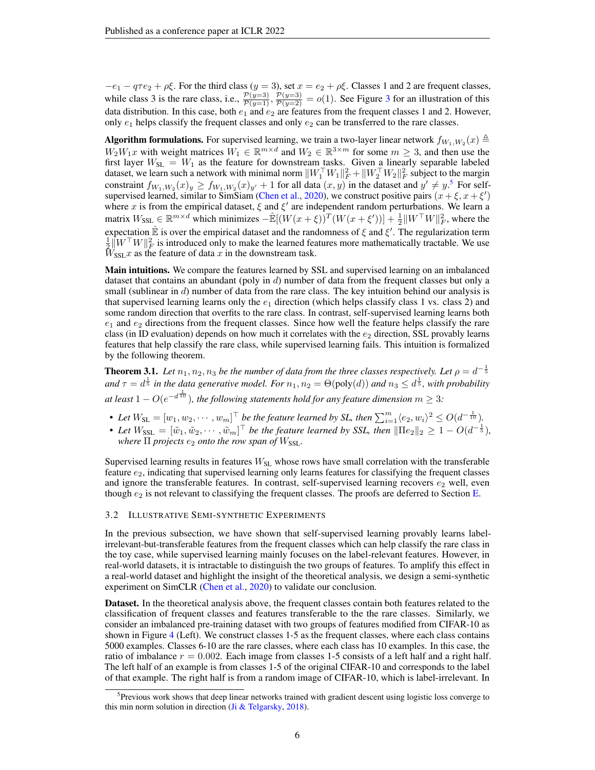$-e_1 - q\tau e_2 + \rho\xi$. For the third class ($y = 3$), set $x = e_2 + \rho\xi$. Classes 1 and 2 are frequent classes, while class 3 is the rare class, i.e., $\frac{\mathcal{P}(y=3)}{\mathcal{P}(y=1)}, \frac{\mathcal{P}(y=3)}{\mathcal{P}(y=2)} = o(1)$. See Figure 3 for an illustration of this data distribution. In this case, both $e_1$ and $e_2$ are features from the frequent classes 1 and 2. However, only $e_1$ helps classify the frequent classes and only $e_2$ can be transferred to the rare classes.

**Algorithm formulations.** For supervised learning, we train a two-layer linear network $f_{W_1,W_2}(x) \triangleq W_2 W_1 x$ with weight matrices $W_1 \in \mathbb{R}^{m\times d}$ and $W_2 \in \mathbb{R}^{3\times m}$ for some $m \geq 3$, and then use the first layer $W_{\text{SL}} = W_1$ as the feature for downstream tasks. Given a linearly separable labeled dataset, we learn such a network with minimal norm $\|W_1^\top W_1\|_F^2 + \|W_2^\top W_2\|_F^2$ subject to the margin constraint $f_{W_1,W_2}(x)_y \geq f_{W_1,W_2}(x)_{y'} + 1$ for all data $(x, y)$ in the dataset and $y' \neq y$.[5] For self-supervised learned, similar to SimSiam (Chen et al., 2020), we construct positive pairs $(x + \xi, x + \xi')$ where $x$ is from the empirical dataset, $\xi$ and $\xi'$ are independent random perturbations. We learn a matrix $W_{\text{SSL}} \in \mathbb{R}^{m\times d}$ which minimizes $-\hat{\mathbb{E}}[(W(x+\xi))^T(W(x+\xi'))] + \frac{1}{2}\|W^\top W\|_F^2$, where the expectation $\hat{\mathbb{E}}$ is over the empirical dataset and the randomness of $\xi$ and $\xi'$. The regularization term $\frac{1}{2}\|W^\top W\|_F^2$ is introduced only to make the learned features more mathematically tractable. We use $W_{\text{SSL}}x$ as the feature of data $x$ in the downstream task.

**Main intuitions.** We compare the features learned by SSL and supervised learning on an imbalanced dataset that contains an abundant (poly in $d$) number of data from the frequent classes but only a small (sublinear in $d$) number of data from the rare class. The key intuition behind our analysis is that supervised learning learns only the $e_1$ direction (which helps classify class 1 vs. class 2) and some random direction that overfits to the rare class. In contrast, self-supervised learning learns both $e_1$ and $e_2$ directions from the frequent classes. Since how well the feature helps classify the rare class (in ID evaluation) depends on how much it correlates with the $e_2$ direction, SSL provably learns features that help classify the rare class, while supervised learning fails. This intuition is formalized by the following theorem.

**Theorem 3.1.** *Let $n_1, n_2, n_3$ be the number of data from the three classes respectively. Let $\rho = d^{-\frac{1}{5}}$ and $\tau = d^{\frac{1}{5}}$ in the data generative model. For $n_1, n_2 = \Theta(\text{poly}(d))$ and $n_3 \leq d^{\frac{1}{5}}$, with probability at least $1 - O(e^{-d^{\frac{1}{10}}})$, the following statements hold for any feature dimension $m \geq 3$:*

- *Let $W_{\text{SL}} = [w_1, w_2, \cdots, w_m]^\top$ be the feature learned by SL, then $\sum_{i=1}^m \langle e_2, w_i\rangle^2 \leq O(d^{-\frac{1}{10}})$.*
- *Let $W_{\text{SSL}} = [\tilde{w}_1, \tilde{w}_2, \cdots, \tilde{w}_m]^\top$ be the feature learned by SSL, then $\|\Pi e_2\|_2 \geq 1 - O(d^{-\frac{1}{5}})$, where $\Pi$ projects $e_2$ onto the row span of $W_{\text{SSL}}$.*

Supervised learning results in features $W_{\text{SL}}$ whose rows have small correlation with the transferable feature $e_2$, indicating that supervised learning only learns features for classifying the frequent classes and ignore the transferable features. In contrast, self-supervised learning recovers $e_2$ well, even though $e_2$ is not relevant to classifying the frequent classes. The proofs are deferred to Section E.

### 3.2 Illustrative Semi-synthetic Experiments

In the previous subsection, we have shown that self-supervised learning provably learns label-irrelevant-but-transferable features from the frequent classes which can help classify the rare class in the toy case, while supervised learning mainly focuses on the label-relevant features. However, in real-world datasets, it is intractable to distinguish the two groups of features. To amplify this effect in a real-world dataset and highlight the insight of the theoretical analysis, we design a semi-synthetic experiment on SimCLR (Chen et al., 2020) to validate our conclusion.

**Dataset.** In the theoretical analysis above, the frequent classes contain both features related to the classification of frequent classes and features transferable to the the rare classes. Similarly, we consider an imbalanced pre-training dataset with two groups of features modified from CIFAR-10 as shown in Figure 4 (Left). We construct classes 1-5 as the frequent classes, where each class contains 5000 examples. Classes 6-10 are the rare classes, where each class has 10 examples. In this case, the ratio of imbalance $r = 0.002$. Each image from classes 1-5 consists of a left half and a right half. The left half of an example is from classes 1-5 of the original CIFAR-10 and corresponds to the label of that example. The right half is from a random image of CIFAR-10, which is label-irrelevant. In

[5] Previous work shows that deep linear networks trained with gradient descent using logistic loss converge to this min norm solution in direction (Ji & Telgarsky, 2018).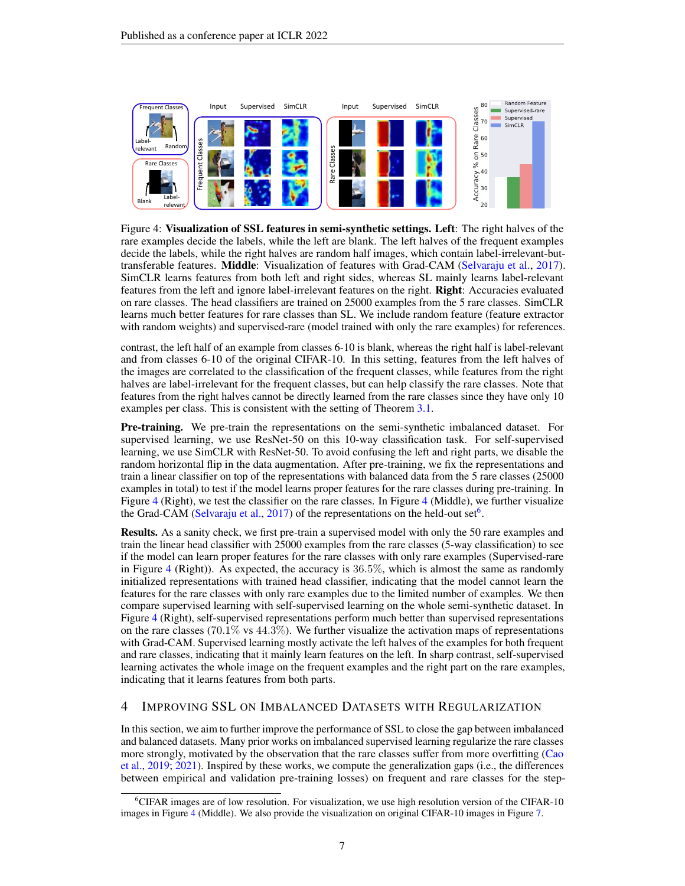Figure 4: **Visualization of SSL features in semi-synthetic settings. Left**: The right halves of the rare examples decide the labels, while the left are blank. The left halves of the frequent examples decide the labels, while the right halves are random half images, which contain label-irrelevant-but-transferable features. **Middle**: Visualization of features with Grad-CAM (Selvaraju et al., 2017). SimCLR learns features from both left and right sides, whereas SL mainly learns label-relevant features from the left and ignore label-irrelevant features on the right. **Right**: Accuracies evaluated on rare classes. The head classifiers are trained on 25000 examples from the 5 rare classes. SimCLR learns much better features for rare classes than SL. We include random feature (feature extractor with random weights) and supervised-rare (model trained with only the rare examples) for references.

contrast, the left half of an example from classes 6-10 is blank, whereas the right half is label-relevant and from classes 6-10 of the original CIFAR-10. In this setting, features from the left halves of the images are correlated to the classification of the frequent classes, while features from the right halves are label-irrelevant for the frequent classes, but can help classify the rare classes. Note that features from the right halves cannot be directly learned from the rare classes since they have only 10 examples per class. This is consistent with the setting of Theorem 3.1.

**Pre-training.** We pre-train the representations on the semi-synthetic imbalanced dataset. For supervised learning, we use ResNet-50 on this 10-way classification task. For self-supervised learning, we use SimCLR with ResNet-50. To avoid confusing the left and right parts, we disable the random horizontal flip in the data augmentation. After pre-training, we fix the representations and train a linear classifier on top of the representations with balanced data from the 5 rare classes (25000 examples in total) to test if the model learns proper features for the rare classes during pre-training. In Figure 4 (Right), we test the classifier on the rare classes. In Figure 4 (Middle), we further visualize the Grad-CAM (Selvaraju et al., 2017) of the representations on the held-out set[6].

**Results.** As a sanity check, we first pre-train a supervised model with only the 50 rare examples and train the linear head classifier with 25000 examples from the rare classes (5-way classification) to see if the model can learn proper features for the rare classes with only rare examples (Supervised-rare in Figure 4 (Right)). As expected, the accuracy is $36.5\%$, which is almost the same as randomly initialized representations with trained head classifier, indicating that the model cannot learn the features for the rare classes with only rare examples due to the limited number of examples. We then compare supervised learning with self-supervised learning on the whole semi-synthetic dataset. In Figure 4 (Right), self-supervised representations perform much better than supervised representations on the rare classes ($70.1\%$ vs $44.3\%$). We further visualize the activation maps of representations with Grad-CAM. Supervised learning mostly activate the left halves of the examples for both frequent and rare classes, indicating that it mainly learn features on the left. In sharp contrast, self-supervised learning activates the whole image on the frequent examples and the right part on the rare examples, indicating that it learns features from both parts.

## 4 Improving SSL on Imbalanced Datasets with Regularization

In this section, we aim to further improve the performance of SSL to close the gap between imbalanced and balanced datasets. Many prior works on imbalanced supervised learning regularize the rare classes more strongly, motivated by the observation that the rare classes suffer from more overfitting (Cao et al., 2019; 2021). Inspired by these works, we compute the generalization gaps (i.e., the differences between empirical and validation pre-training losses) on frequent and rare classes for the step-

[6] CIFAR images are of low resolution. For visualization, we use high resolution version of the CIFAR-10 images in Figure 4 (Middle). We also provide the visualization on original CIFAR-10 images in Figure 7.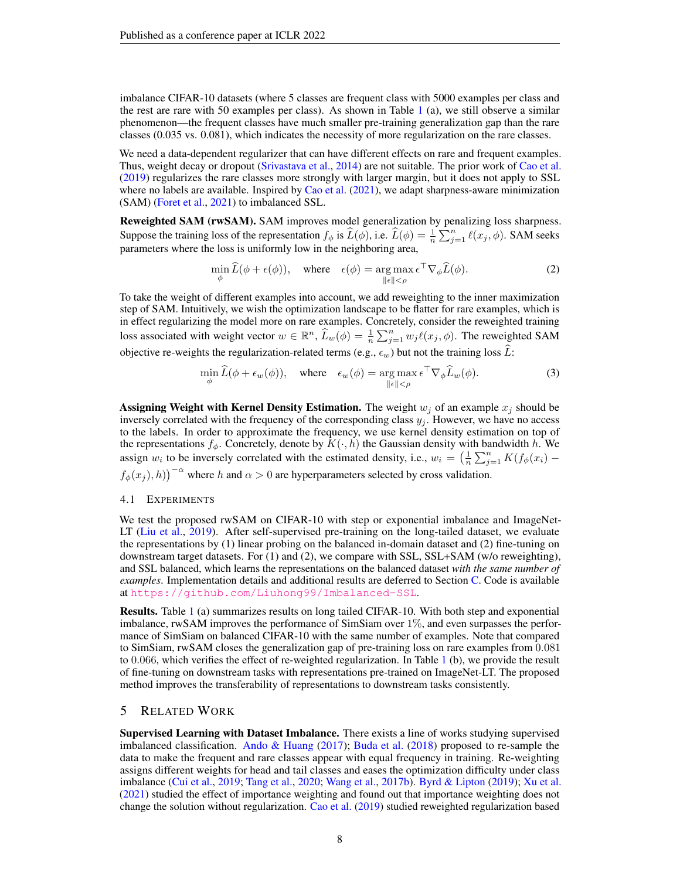imbalance CIFAR-10 datasets (where 5 classes are frequent class with 5000 examples per class and the rest are rare with 50 examples per class). As shown in Table 1 (a), we still observe a similar phenomenon—the frequent classes have much smaller pre-training generalization gap than the rare classes (0.035 vs. 0.081), which indicates the necessity of more regularization on the rare classes.

We need a data-dependent regularizer that can have different effects on rare and frequent examples. Thus, weight decay or dropout (Srivastava et al., 2014) are not suitable. The prior work of Cao et al. (2019) regularizes the rare classes more strongly with larger margin, but it does not apply to SSL where no labels are available. Inspired by Cao et al. (2021), we adapt sharpness-aware minimization (SAM) (Foret et al., 2021) to imbalanced SSL.

**Reweighted SAM (rwSAM).** SAM improves model generalization by penalizing loss sharpness. Suppose the training loss of the representation $f_\phi$ is $\widehat{L}(\phi)$, i.e. $\widehat{L}(\phi) = \frac{1}{n}\sum_{j=1}^{n} \ell(x_j, \phi)$. SAM seeks parameters where the loss is uniformly low in the neighboring area,

$$\min_{\phi} \widehat{L}(\phi + \epsilon(\phi)), \quad \text{where} \quad \epsilon(\phi) = \arg\max_{\|\epsilon\|<\rho} \epsilon^\top \nabla_\phi \widehat{L}(\phi). \tag{2}$$

To take the weight of different examples into account, we add reweighting to the inner maximization step of SAM. Intuitively, we wish the optimization landscape to be flatter for rare examples, which is in effect regularizing the model more on rare examples. Concretely, consider the reweighted training loss associated with weight vector $w \in \mathbb{R}^n$, $\widehat{L}_w(\phi) = \frac{1}{n}\sum_{j=1}^{n} w_j \ell(x_j, \phi)$. The reweighted SAM objective re-weights the regularization-related terms (e.g., $\epsilon_w$) but not the training loss $\widehat{L}$:

$$\min_{\phi} \widehat{L}(\phi + \epsilon_w(\phi)), \quad \text{where} \quad \epsilon_w(\phi) = \arg\max_{\|\epsilon\|<\rho} \epsilon^\top \nabla_\phi \widehat{L}_w(\phi). \tag{3}$$

**Assigning Weight with Kernel Density Estimation.** The weight $w_j$ of an example $x_j$ should be inversely correlated with the frequency of the corresponding class $y_j$. However, we have no access to the labels. In order to approximate the frequency, we use kernel density estimation on top of the representations $f_\phi$. Concretely, denote by $K(\cdot, h)$ the Gaussian density with bandwidth $h$. We assign $w_i$ to be inversely correlated with the estimated density, i.e., $w_i = \left(\frac{1}{n}\sum_{j=1}^{n} K(f_\phi(x_i) - f_\phi(x_j), h)\right)^{-\alpha}$ where $h$ and $\alpha > 0$ are hyperparameters selected by cross validation.

### 4.1 Experiments

We test the proposed rwSAM on CIFAR-10 with step or exponential imbalance and ImageNet-LT (Liu et al., 2019). After self-supervised pre-training on the long-tailed dataset, we evaluate the representations by (1) linear probing on the balanced in-domain dataset and (2) fine-tuning on downstream target datasets. For (1) and (2), we compare with SSL, SSL+SAM (w/o reweighting), and SSL balanced, which learns the representations on the balanced dataset *with the same number of examples*. Implementation details and additional results are deferred to Section C. Code is available at https://github.com/Liuhong99/Imbalanced-SSL.

**Results.** Table 1 (a) summarizes results on long tailed CIFAR-10. With both step and exponential imbalance, rwSAM improves the performance of SimSiam over 1%, and even surpasses the performance of SimSiam on balanced CIFAR-10 with the same number of examples. Note that compared to SimSiam, rwSAM closes the generalization gap of pre-training loss on rare examples from 0.081 to 0.066, which verifies the effect of re-weighted regularization. In Table 1 (b), we provide the result of fine-tuning on downstream tasks with representations pre-trained on ImageNet-LT. The proposed method improves the transferability of representations to downstream tasks consistently.

## 5 Related Work

**Supervised Learning with Dataset Imbalance.** There exists a line of works studying supervised imbalanced classification. Ando & Huang (2017); Buda et al. (2018) proposed to re-sample the data to make the frequent and rare classes appear with equal frequency in training. Re-weighting assigns different weights for head and tail classes and eases the optimization difficulty under class imbalance (Cui et al., 2019; Tang et al., 2020; Wang et al., 2017b). Byrd & Lipton (2019); Xu et al. (2021) studied the effect of importance weighting and found out that importance weighting does not change the solution without regularization. Cao et al. (2019) studied reweighted regularization based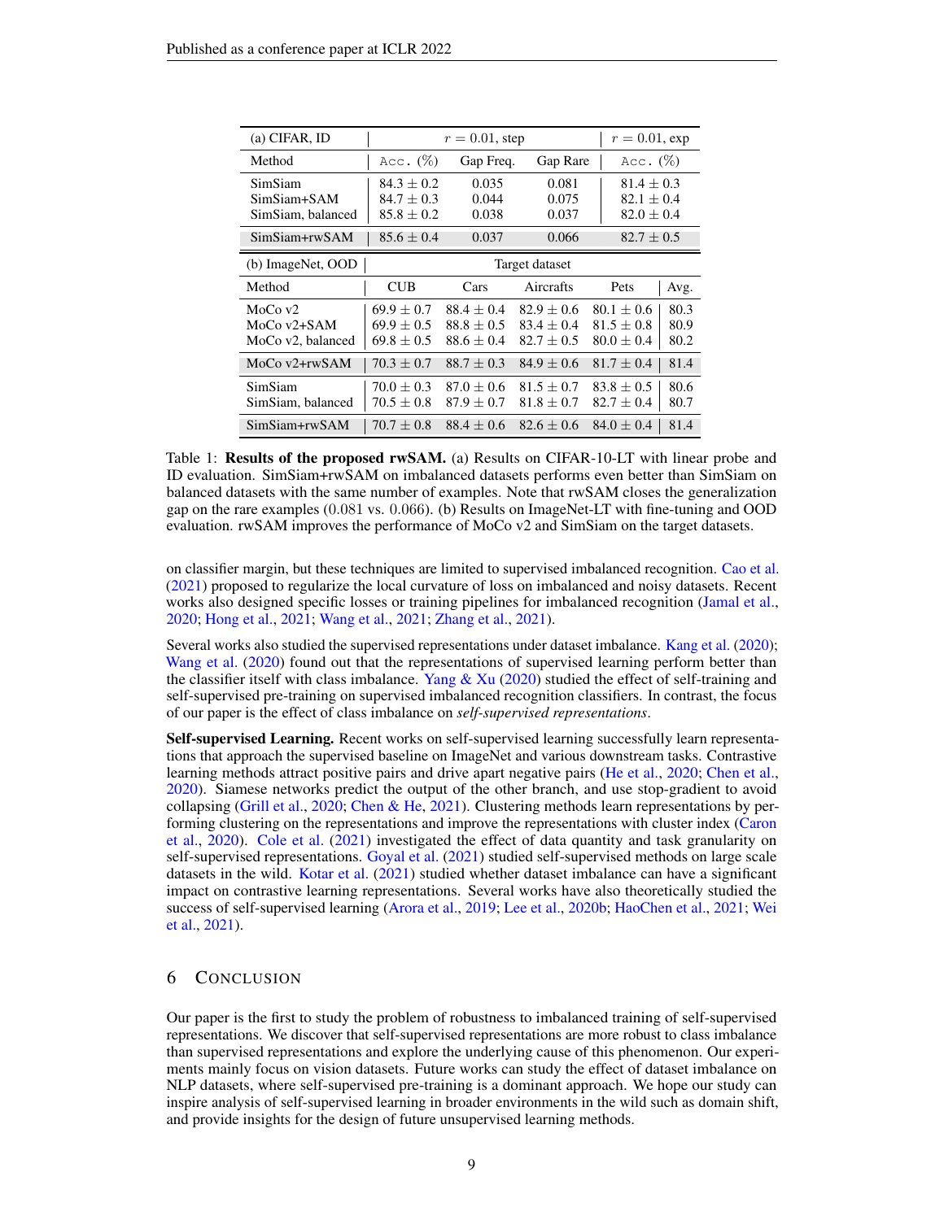| (a) CIFAR, ID | $r = 0.01$, step | | | $r = 0.01$, exp |
|---|---|---|---|---|
| Method | Acc. (%) | Gap Freq. | Gap Rare | Acc. (%) |
| SimSiam | $84.3 \pm 0.2$ | 0.035 | 0.081 | $81.4 \pm 0.3$ |
| SimSiam+SAM | $84.7 \pm 0.3$ | 0.044 | 0.075 | $82.1 \pm 0.4$ |
| SimSiam, balanced | $85.8 \pm 0.2$ | 0.038 | 0.037 | $82.0 \pm 0.4$ |
| SimSiam+rwSAM | $85.6 \pm 0.4$ | 0.037 | 0.066 | $82.7 \pm 0.5$ |

| (b) ImageNet, OOD | Target dataset | | | | |
|---|---|---|---|---|---|
| Method | CUB | Cars | Aircrafts | Pets | Avg. |
| MoCo v2 | $69.9 \pm 0.7$ | $88.4 \pm 0.4$ | $82.9 \pm 0.6$ | $80.1 \pm 0.6$ | 80.3 |
| MoCo v2+SAM | $69.9 \pm 0.5$ | $88.8 \pm 0.5$ | $83.4 \pm 0.4$ | $81.5 \pm 0.8$ | 80.9 |
| MoCo v2, balanced | $69.8 \pm 0.5$ | $88.6 \pm 0.4$ | $82.7 \pm 0.5$ | $80.0 \pm 0.4$ | 80.2 |
| MoCo v2+rwSAM | $70.3 \pm 0.7$ | $88.7 \pm 0.3$ | $84.9 \pm 0.6$ | $81.7 \pm 0.4$ | 81.4 |
| SimSiam | $70.0 \pm 0.3$ | $87.0 \pm 0.6$ | $81.5 \pm 0.7$ | $83.8 \pm 0.5$ | 80.6 |
| SimSiam, balanced | $70.5 \pm 0.8$ | $87.9 \pm 0.7$ | $81.8 \pm 0.7$ | $82.7 \pm 0.4$ | 80.7 |
| SimSiam+rwSAM | $70.7 \pm 0.8$ | $88.4 \pm 0.6$ | $82.6 \pm 0.6$ | $84.0 \pm 0.4$ | 81.4 |

Table 1: **Results of the proposed rwSAM.** (a) Results on CIFAR-10-LT with linear probe and ID evaluation. SimSiam+rwSAM on imbalanced datasets performs even better than SimSiam on balanced datasets with the same number of examples. Note that rwSAM closes the generalization gap on the rare examples (0.081 vs. 0.066). (b) Results on ImageNet-LT with fine-tuning and OOD evaluation. rwSAM improves the performance of MoCo v2 and SimSiam on the target datasets.

on classifier margin, but these techniques are limited to supervised imbalanced recognition. Cao et al. (2021) proposed to regularize the local curvature of loss on imbalanced and noisy datasets. Recent works also designed specific losses or training pipelines for imbalanced recognition (Jamal et al., 2020; Hong et al., 2021; Wang et al., 2021; Zhang et al., 2021).

Several works also studied the supervised representations under dataset imbalance. Kang et al. (2020); Wang et al. (2020) found out that the representations of supervised learning perform better than the classifier itself with class imbalance. Yang & Xu (2020) studied the effect of self-training and self-supervised pre-training on supervised imbalanced recognition classifiers. In contrast, the focus of our paper is the effect of class imbalance on *self-supervised representations*.

**Self-supervised Learning.** Recent works on self-supervised learning successfully learn representations that approach the supervised baseline on ImageNet and various downstream tasks. Contrastive learning methods attract positive pairs and drive apart negative pairs (He et al., 2020; Chen et al., 2020). Siamese networks predict the output of the other branch, and use stop-gradient to avoid collapsing (Grill et al., 2020; Chen & He, 2021). Clustering methods learn representations by performing clustering on the representations and improve the representations with cluster index (Caron et al., 2020). Cole et al. (2021) investigated the effect of data quantity and task granularity on self-supervised representations. Goyal et al. (2021) studied self-supervised methods on large scale datasets in the wild. Kotar et al. (2021) studied whether dataset imbalance can have a significant impact on contrastive learning representations. Several works have also theoretically studied the success of self-supervised learning (Arora et al., 2019; Lee et al., 2020b; HaoChen et al., 2021; Wei et al., 2021).

## 6 Conclusion

Our paper is the first to study the problem of robustness to imbalanced training of self-supervised representations. We discover that self-supervised representations are more robust to class imbalance than supervised representations and explore the underlying cause of this phenomenon. Our experiments mainly focus on vision datasets. Future works can study the effect of dataset imbalance on NLP datasets, where self-supervised pre-training is a dominant approach. We hope our study can inspire analysis of self-supervised learning in broader environments in the wild such as domain shift, and provide insights for the design of future unsupervised learning methods.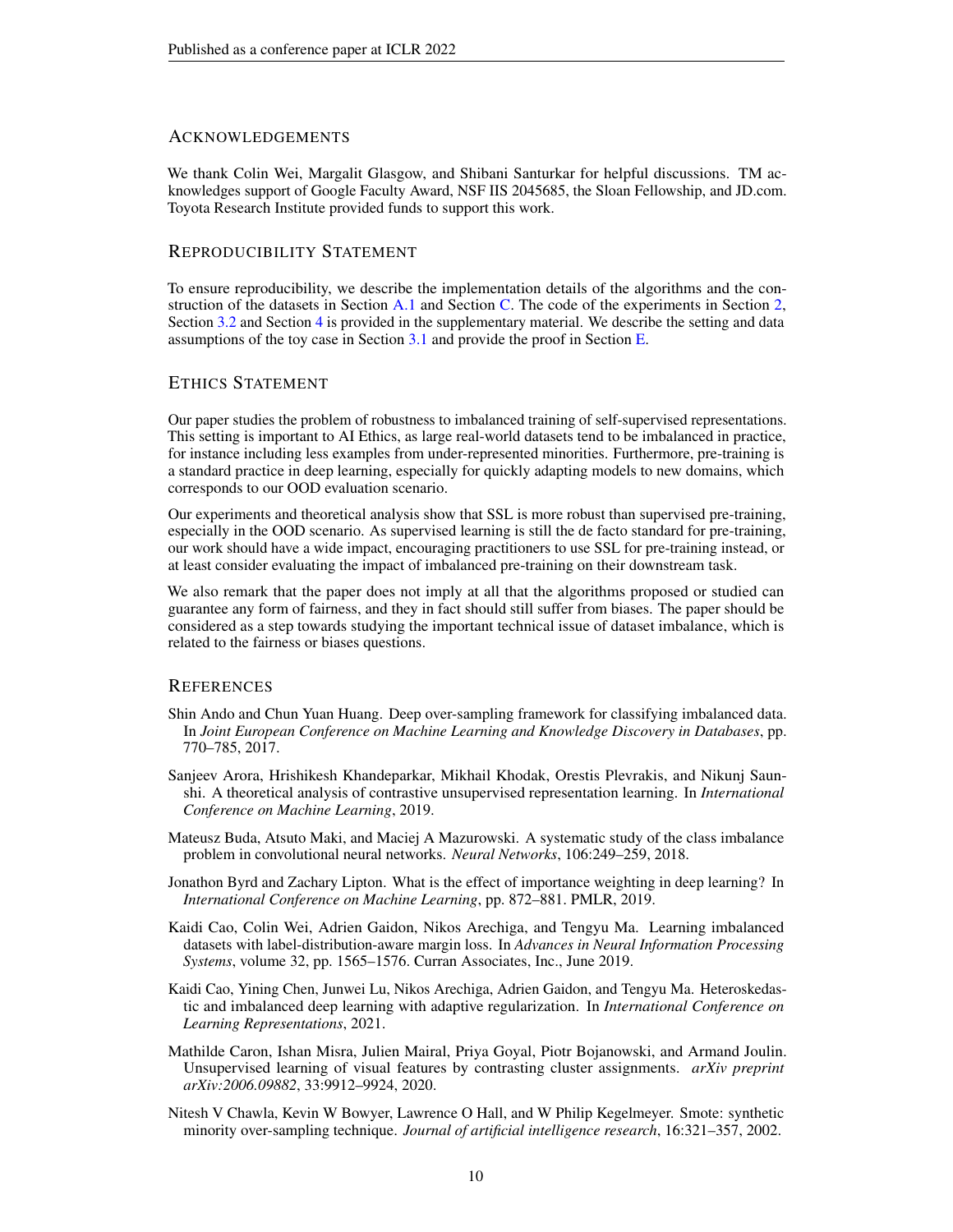## Acknowledgements

We thank Colin Wei, Margalit Glasgow, and Shibani Santurkar for helpful discussions. TM acknowledges support of Google Faculty Award, NSF IIS 2045685, the Sloan Fellowship, and JD.com. Toyota Research Institute provided funds to support this work.

## Reproducibility Statement

To ensure reproducibility, we describe the implementation details of the algorithms and the construction of the datasets in Section A.1 and Section C. The code of the experiments in Section 2, Section 3.2 and Section 4 is provided in the supplementary material. We describe the setting and data assumptions of the toy case in Section 3.1 and provide the proof in Section E.

## Ethics Statement

Our paper studies the problem of robustness to imbalanced training of self-supervised representations. This setting is important to AI Ethics, as large real-world datasets tend to be imbalanced in practice, for instance including less examples from under-represented minorities. Furthermore, pre-training is a standard practice in deep learning, especially for quickly adapting models to new domains, which corresponds to our OOD evaluation scenario.

Our experiments and theoretical analysis show that SSL is more robust than supervised pre-training, especially in the OOD scenario. As supervised learning is still the de facto standard for pre-training, our work should have a wide impact, encouraging practitioners to use SSL for pre-training instead, or at least consider evaluating the impact of imbalanced pre-training on their downstream task.

We also remark that the paper does not imply at all that the algorithms proposed or studied can guarantee any form of fairness, and they in fact should still suffer from biases. The paper should be considered as a step towards studying the important technical issue of dataset imbalance, which is related to the fairness or biases questions.

## References

Shin Ando and Chun Yuan Huang. Deep over-sampling framework for classifying imbalanced data. In *Joint European Conference on Machine Learning and Knowledge Discovery in Databases*, pp. 770–785, 2017.

Sanjeev Arora, Hrishikesh Khandeparkar, Mikhail Khodak, Orestis Plevrakis, and Nikunj Saunshi. A theoretical analysis of contrastive unsupervised representation learning. In *International Conference on Machine Learning*, 2019.

Mateusz Buda, Atsuto Maki, and Maciej A Mazurowski. A systematic study of the class imbalance problem in convolutional neural networks. *Neural Networks*, 106:249–259, 2018.

Jonathon Byrd and Zachary Lipton. What is the effect of importance weighting in deep learning? In *International Conference on Machine Learning*, pp. 872–881. PMLR, 2019.

Kaidi Cao, Colin Wei, Adrien Gaidon, Nikos Arechiga, and Tengyu Ma. Learning imbalanced datasets with label-distribution-aware margin loss. In *Advances in Neural Information Processing Systems*, volume 32, pp. 1565–1576. Curran Associates, Inc., June 2019.

Kaidi Cao, Yining Chen, Junwei Lu, Nikos Arechiga, Adrien Gaidon, and Tengyu Ma. Heteroskedastic and imbalanced deep learning with adaptive regularization. In *International Conference on Learning Representations*, 2021.

Mathilde Caron, Ishan Misra, Julien Mairal, Priya Goyal, Piotr Bojanowski, and Armand Joulin. Unsupervised learning of visual features by contrasting cluster assignments. *arXiv preprint arXiv:2006.09882*, 33:9912–9924, 2020.

Nitesh V Chawla, Kevin W Bowyer, Lawrence O Hall, and W Philip Kegelmeyer. Smote: synthetic minority over-sampling technique. *Journal of artificial intelligence research*, 16:321–357, 2002.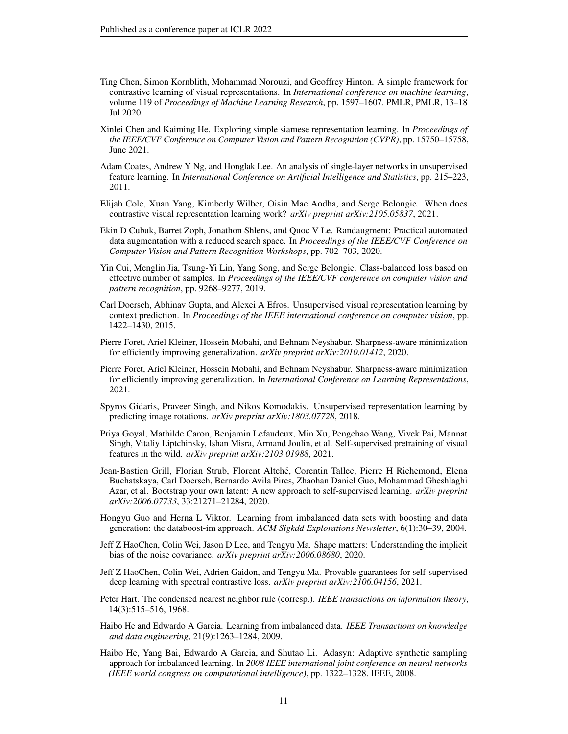Ting Chen, Simon Kornblith, Mohammad Norouzi, and Geoffrey Hinton. A simple framework for contrastive learning of visual representations. In *International conference on machine learning*, volume 119 of *Proceedings of Machine Learning Research*, pp. 1597–1607. PMLR, PMLR, 13–18 Jul 2020.

Xinlei Chen and Kaiming He. Exploring simple siamese representation learning. In *Proceedings of the IEEE/CVF Conference on Computer Vision and Pattern Recognition (CVPR)*, pp. 15750–15758, June 2021.

Adam Coates, Andrew Y Ng, and Honglak Lee. An analysis of single-layer networks in unsupervised feature learning. In *International Conference on Artificial Intelligence and Statistics*, pp. 215–223, 2011.

Elijah Cole, Xuan Yang, Kimberly Wilber, Oisin Mac Aodha, and Serge Belongie. When does contrastive visual representation learning work? *arXiv preprint arXiv:2105.05837*, 2021.

Ekin D Cubuk, Barret Zoph, Jonathon Shlens, and Quoc V Le. Randaugment: Practical automated data augmentation with a reduced search space. In *Proceedings of the IEEE/CVF Conference on Computer Vision and Pattern Recognition Workshops*, pp. 702–703, 2020.

Yin Cui, Menglin Jia, Tsung-Yi Lin, Yang Song, and Serge Belongie. Class-balanced loss based on effective number of samples. In *Proceedings of the IEEE/CVF conference on computer vision and pattern recognition*, pp. 9268–9277, 2019.

Carl Doersch, Abhinav Gupta, and Alexei A Efros. Unsupervised visual representation learning by context prediction. In *Proceedings of the IEEE international conference on computer vision*, pp. 1422–1430, 2015.

Pierre Foret, Ariel Kleiner, Hossein Mobahi, and Behnam Neyshabur. Sharpness-aware minimization for efficiently improving generalization. *arXiv preprint arXiv:2010.01412*, 2020.

Pierre Foret, Ariel Kleiner, Hossein Mobahi, and Behnam Neyshabur. Sharpness-aware minimization for efficiently improving generalization. In *International Conference on Learning Representations*, 2021.

Spyros Gidaris, Praveer Singh, and Nikos Komodakis. Unsupervised representation learning by predicting image rotations. *arXiv preprint arXiv:1803.07728*, 2018.

Priya Goyal, Mathilde Caron, Benjamin Lefaudeux, Min Xu, Pengchao Wang, Vivek Pai, Mannat Singh, Vitaliy Liptchinsky, Ishan Misra, Armand Joulin, et al. Self-supervised pretraining of visual features in the wild. *arXiv preprint arXiv:2103.01988*, 2021.

Jean-Bastien Grill, Florian Strub, Florent Altché, Corentin Tallec, Pierre H Richemond, Elena Buchatskaya, Carl Doersch, Bernardo Avila Pires, Zhaohan Daniel Guo, Mohammad Gheshlaghi Azar, et al. Bootstrap your own latent: A new approach to self-supervised learning. *arXiv preprint arXiv:2006.07733*, 33:21271–21284, 2020.

Hongyu Guo and Herna L Viktor. Learning from imbalanced data sets with boosting and data generation: the databoost-im approach. *ACM Sigkdd Explorations Newsletter*, 6(1):30–39, 2004.

Jeff Z HaoChen, Colin Wei, Jason D Lee, and Tengyu Ma. Shape matters: Understanding the implicit bias of the noise covariance. *arXiv preprint arXiv:2006.08680*, 2020.

Jeff Z HaoChen, Colin Wei, Adrien Gaidon, and Tengyu Ma. Provable guarantees for self-supervised deep learning with spectral contrastive loss. *arXiv preprint arXiv:2106.04156*, 2021.

Peter Hart. The condensed nearest neighbor rule (corresp.). *IEEE transactions on information theory*, 14(3):515–516, 1968.

Haibo He and Edwardo A Garcia. Learning from imbalanced data. *IEEE Transactions on knowledge and data engineering*, 21(9):1263–1284, 2009.

Haibo He, Yang Bai, Edwardo A Garcia, and Shutao Li. Adasyn: Adaptive synthetic sampling approach for imbalanced learning. In *2008 IEEE international joint conference on neural networks (IEEE world congress on computational intelligence)*, pp. 1322–1328. IEEE, 2008.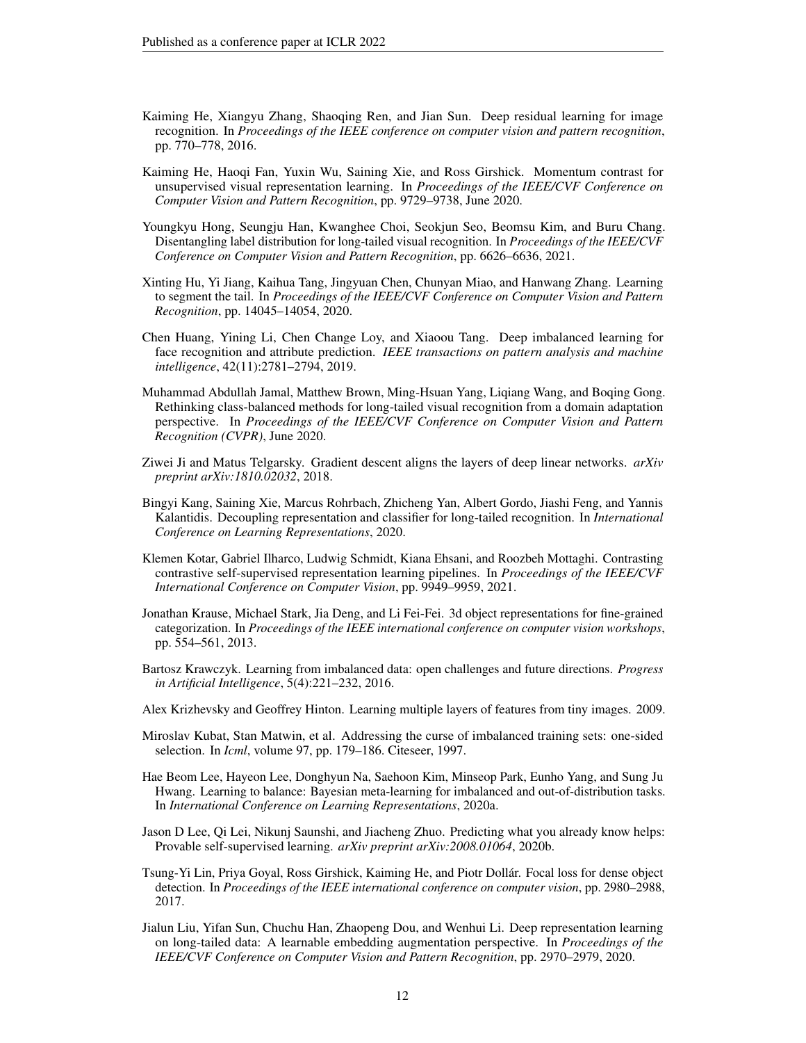Kaiming He, Xiangyu Zhang, Shaoqing Ren, and Jian Sun. Deep residual learning for image recognition. In *Proceedings of the IEEE conference on computer vision and pattern recognition*, pp. 770–778, 2016.

Kaiming He, Haoqi Fan, Yuxin Wu, Saining Xie, and Ross Girshick. Momentum contrast for unsupervised visual representation learning. In *Proceedings of the IEEE/CVF Conference on Computer Vision and Pattern Recognition*, pp. 9729–9738, June 2020.

Youngkyu Hong, Seungju Han, Kwanghee Choi, Seokjun Seo, Beomsu Kim, and Buru Chang. Disentangling label distribution for long-tailed visual recognition. In *Proceedings of the IEEE/CVF Conference on Computer Vision and Pattern Recognition*, pp. 6626–6636, 2021.

Xinting Hu, Yi Jiang, Kaihua Tang, Jingyuan Chen, Chunyan Miao, and Hanwang Zhang. Learning to segment the tail. In *Proceedings of the IEEE/CVF Conference on Computer Vision and Pattern Recognition*, pp. 14045–14054, 2020.

Chen Huang, Yining Li, Chen Change Loy, and Xiaoou Tang. Deep imbalanced learning for face recognition and attribute prediction. *IEEE transactions on pattern analysis and machine intelligence*, 42(11):2781–2794, 2019.

Muhammad Abdullah Jamal, Matthew Brown, Ming-Hsuan Yang, Liqiang Wang, and Boqing Gong. Rethinking class-balanced methods for long-tailed visual recognition from a domain adaptation perspective. In *Proceedings of the IEEE/CVF Conference on Computer Vision and Pattern Recognition (CVPR)*, June 2020.

Ziwei Ji and Matus Telgarsky. Gradient descent aligns the layers of deep linear networks. *arXiv preprint arXiv:1810.02032*, 2018.

Bingyi Kang, Saining Xie, Marcus Rohrbach, Zhicheng Yan, Albert Gordo, Jiashi Feng, and Yannis Kalantidis. Decoupling representation and classifier for long-tailed recognition. In *International Conference on Learning Representations*, 2020.

Klemen Kotar, Gabriel Ilharco, Ludwig Schmidt, Kiana Ehsani, and Roozbeh Mottaghi. Contrasting contrastive self-supervised representation learning pipelines. In *Proceedings of the IEEE/CVF International Conference on Computer Vision*, pp. 9949–9959, 2021.

Jonathan Krause, Michael Stark, Jia Deng, and Li Fei-Fei. 3d object representations for fine-grained categorization. In *Proceedings of the IEEE international conference on computer vision workshops*, pp. 554–561, 2013.

Bartosz Krawczyk. Learning from imbalanced data: open challenges and future directions. *Progress in Artificial Intelligence*, 5(4):221–232, 2016.

Alex Krizhevsky and Geoffrey Hinton. Learning multiple layers of features from tiny images. 2009.

Miroslav Kubat, Stan Matwin, et al. Addressing the curse of imbalanced training sets: one-sided selection. In *Icml*, volume 97, pp. 179–186. Citeseer, 1997.

Hae Beom Lee, Hayeon Lee, Donghyun Na, Saehoon Kim, Minseop Park, Eunho Yang, and Sung Ju Hwang. Learning to balance: Bayesian meta-learning for imbalanced and out-of-distribution tasks. In *International Conference on Learning Representations*, 2020a.

Jason D Lee, Qi Lei, Nikunj Saunshi, and Jiacheng Zhuo. Predicting what you already know helps: Provable self-supervised learning. *arXiv preprint arXiv:2008.01064*, 2020b.

Tsung-Yi Lin, Priya Goyal, Ross Girshick, Kaiming He, and Piotr Dollár. Focal loss for dense object detection. In *Proceedings of the IEEE international conference on computer vision*, pp. 2980–2988, 2017.

Jialun Liu, Yifan Sun, Chuchu Han, Zhaopeng Dou, and Wenhui Li. Deep representation learning on long-tailed data: A learnable embedding augmentation perspective. In *Proceedings of the IEEE/CVF Conference on Computer Vision and Pattern Recognition*, pp. 2970–2979, 2020.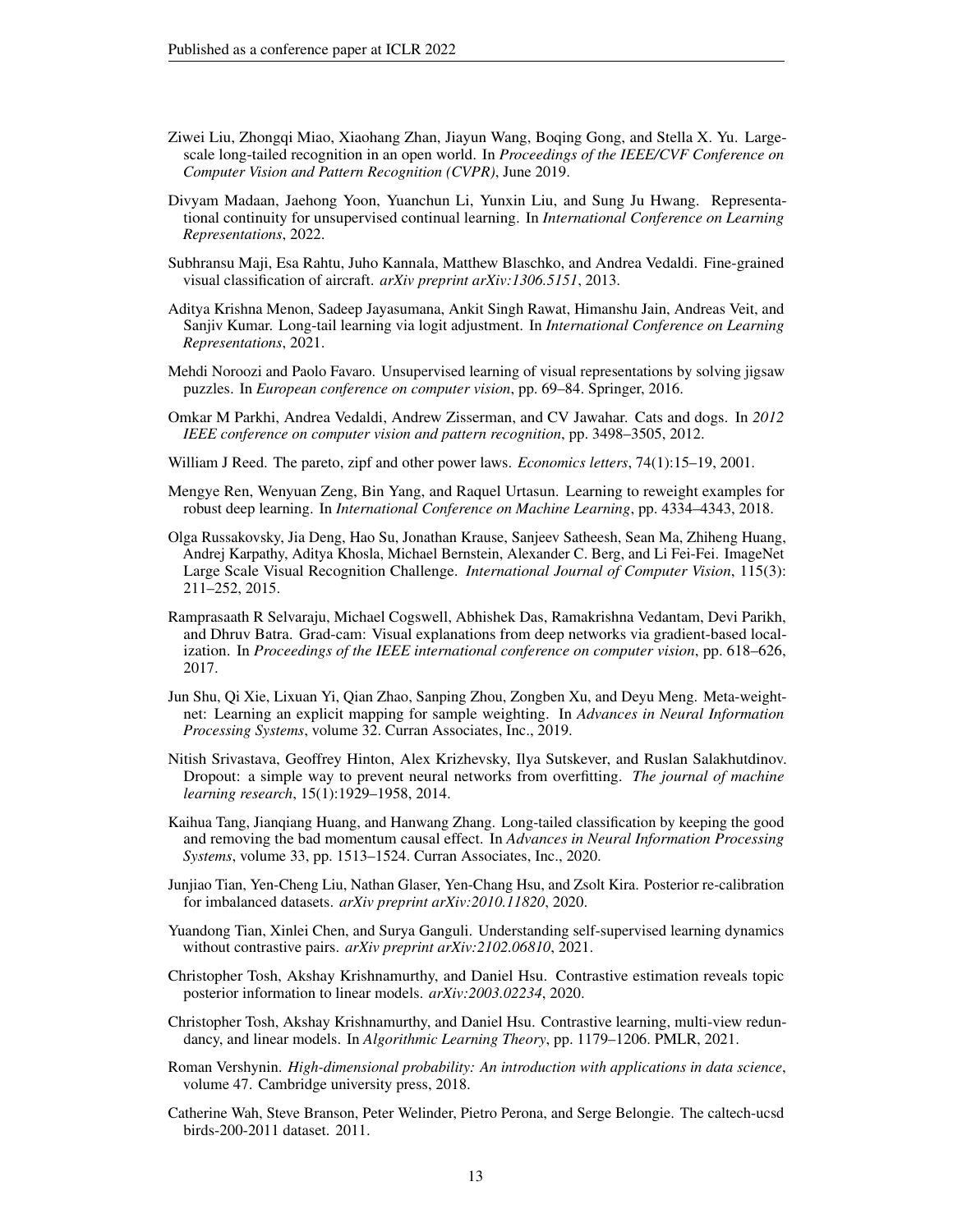Ziwei Liu, Zhongqi Miao, Xiaohang Zhan, Jiayun Wang, Boqing Gong, and Stella X. Yu. Large-scale long-tailed recognition in an open world. In *Proceedings of the IEEE/CVF Conference on Computer Vision and Pattern Recognition (CVPR)*, June 2019.

Divyam Madaan, Jaehong Yoon, Yuanchun Li, Yunxin Liu, and Sung Ju Hwang. Representational continuity for unsupervised continual learning. In *International Conference on Learning Representations*, 2022.

Subhransu Maji, Esa Rahtu, Juho Kannala, Matthew Blaschko, and Andrea Vedaldi. Fine-grained visual classification of aircraft. *arXiv preprint arXiv:1306.5151*, 2013.

Aditya Krishna Menon, Sadeep Jayasumana, Ankit Singh Rawat, Himanshu Jain, Andreas Veit, and Sanjiv Kumar. Long-tail learning via logit adjustment. In *International Conference on Learning Representations*, 2021.

Mehdi Noroozi and Paolo Favaro. Unsupervised learning of visual representations by solving jigsaw puzzles. In *European conference on computer vision*, pp. 69–84. Springer, 2016.

Omkar M Parkhi, Andrea Vedaldi, Andrew Zisserman, and CV Jawahar. Cats and dogs. In *2012 IEEE conference on computer vision and pattern recognition*, pp. 3498–3505, 2012.

William J Reed. The pareto, zipf and other power laws. *Economics letters*, 74(1):15–19, 2001.

Mengye Ren, Wenyuan Zeng, Bin Yang, and Raquel Urtasun. Learning to reweight examples for robust deep learning. In *International Conference on Machine Learning*, pp. 4334–4343, 2018.

Olga Russakovsky, Jia Deng, Hao Su, Jonathan Krause, Sanjeev Satheesh, Sean Ma, Zhiheng Huang, Andrej Karpathy, Aditya Khosla, Michael Bernstein, Alexander C. Berg, and Li Fei-Fei. ImageNet Large Scale Visual Recognition Challenge. *International Journal of Computer Vision*, 115(3): 211–252, 2015.

Ramprasaath R Selvaraju, Michael Cogswell, Abhishek Das, Ramakrishna Vedantam, Devi Parikh, and Dhruv Batra. Grad-cam: Visual explanations from deep networks via gradient-based localization. In *Proceedings of the IEEE international conference on computer vision*, pp. 618–626, 2017.

Jun Shu, Qi Xie, Lixuan Yi, Qian Zhao, Sanping Zhou, Zongben Xu, and Deyu Meng. Meta-weight-net: Learning an explicit mapping for sample weighting. In *Advances in Neural Information Processing Systems*, volume 32. Curran Associates, Inc., 2019.

Nitish Srivastava, Geoffrey Hinton, Alex Krizhevsky, Ilya Sutskever, and Ruslan Salakhutdinov. Dropout: a simple way to prevent neural networks from overfitting. *The journal of machine learning research*, 15(1):1929–1958, 2014.

Kaihua Tang, Jianqiang Huang, and Hanwang Zhang. Long-tailed classification by keeping the good and removing the bad momentum causal effect. In *Advances in Neural Information Processing Systems*, volume 33, pp. 1513–1524. Curran Associates, Inc., 2020.

Junjiao Tian, Yen-Cheng Liu, Nathan Glaser, Yen-Chang Hsu, and Zsolt Kira. Posterior re-calibration for imbalanced datasets. *arXiv preprint arXiv:2010.11820*, 2020.

Yuandong Tian, Xinlei Chen, and Surya Ganguli. Understanding self-supervised learning dynamics without contrastive pairs. *arXiv preprint arXiv:2102.06810*, 2021.

Christopher Tosh, Akshay Krishnamurthy, and Daniel Hsu. Contrastive estimation reveals topic posterior information to linear models. *arXiv:2003.02234*, 2020.

Christopher Tosh, Akshay Krishnamurthy, and Daniel Hsu. Contrastive learning, multi-view redundancy, and linear models. In *Algorithmic Learning Theory*, pp. 1179–1206. PMLR, 2021.

Roman Vershynin. *High-dimensional probability: An introduction with applications in data science*, volume 47. Cambridge university press, 2018.

Catherine Wah, Steve Branson, Peter Welinder, Pietro Perona, and Serge Belongie. The caltech-ucsd birds-200-2011 dataset. 2011.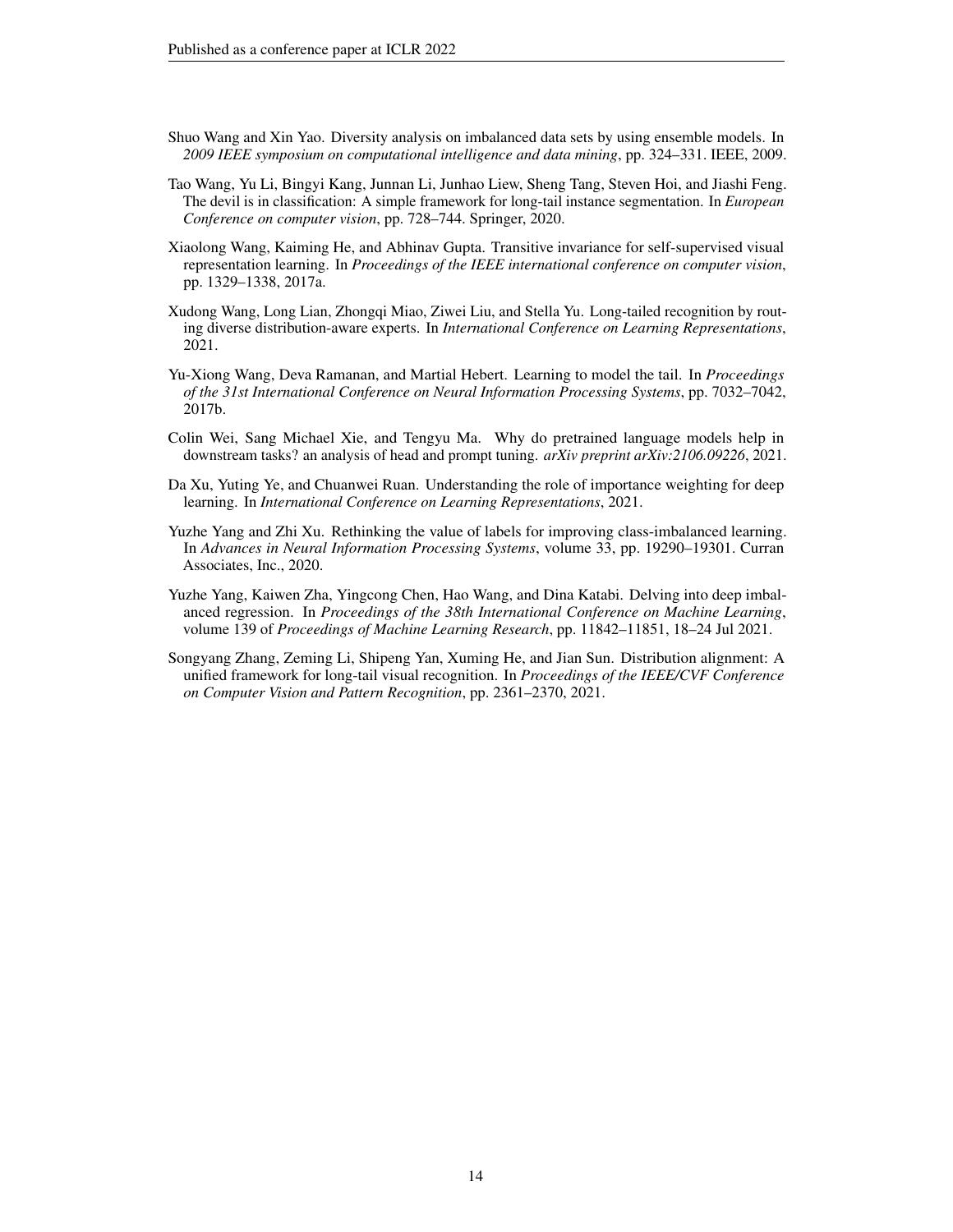Shuo Wang and Xin Yao. Diversity analysis on imbalanced data sets by using ensemble models. In *2009 IEEE symposium on computational intelligence and data mining*, pp. 324–331. IEEE, 2009.

Tao Wang, Yu Li, Bingyi Kang, Junnan Li, Junhao Liew, Sheng Tang, Steven Hoi, and Jiashi Feng. The devil is in classification: A simple framework for long-tail instance segmentation. In *European Conference on computer vision*, pp. 728–744. Springer, 2020.

Xiaolong Wang, Kaiming He, and Abhinav Gupta. Transitive invariance for self-supervised visual representation learning. In *Proceedings of the IEEE international conference on computer vision*, pp. 1329–1338, 2017a.

Xudong Wang, Long Lian, Zhongqi Miao, Ziwei Liu, and Stella Yu. Long-tailed recognition by routing diverse distribution-aware experts. In *International Conference on Learning Representations*, 2021.

Yu-Xiong Wang, Deva Ramanan, and Martial Hebert. Learning to model the tail. In *Proceedings of the 31st International Conference on Neural Information Processing Systems*, pp. 7032–7042, 2017b.

Colin Wei, Sang Michael Xie, and Tengyu Ma. Why do pretrained language models help in downstream tasks? an analysis of head and prompt tuning. *arXiv preprint arXiv:2106.09226*, 2021.

Da Xu, Yuting Ye, and Chuanwei Ruan. Understanding the role of importance weighting for deep learning. In *International Conference on Learning Representations*, 2021.

Yuzhe Yang and Zhi Xu. Rethinking the value of labels for improving class-imbalanced learning. In *Advances in Neural Information Processing Systems*, volume 33, pp. 19290–19301. Curran Associates, Inc., 2020.

Yuzhe Yang, Kaiwen Zha, Yingcong Chen, Hao Wang, and Dina Katabi. Delving into deep imbalanced regression. In *Proceedings of the 38th International Conference on Machine Learning*, volume 139 of *Proceedings of Machine Learning Research*, pp. 11842–11851, 18–24 Jul 2021.

Songyang Zhang, Zeming Li, Shipeng Yan, Xuming He, and Jian Sun. Distribution alignment: A unified framework for long-tail visual recognition. In *Proceedings of the IEEE/CVF Conference on Computer Vision and Pattern Recognition*, pp. 2361–2370, 2021.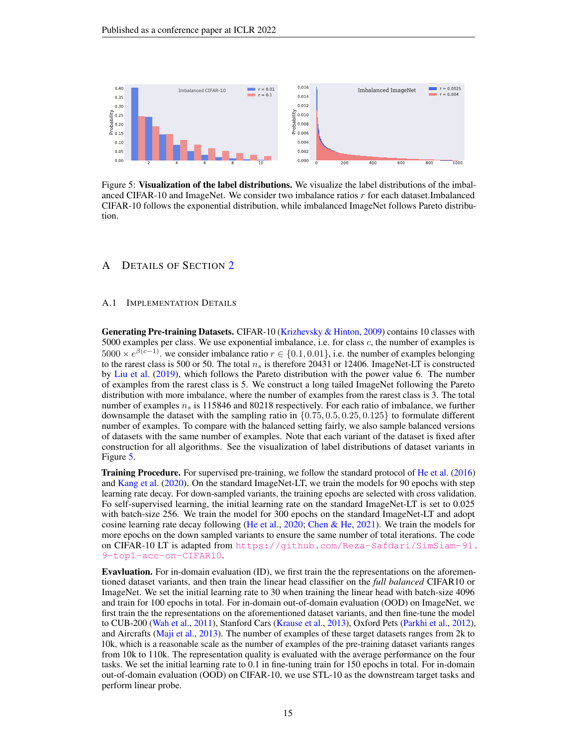Figure 5: **Visualization of the label distributions.** We visualize the label distributions of the imbalanced CIFAR-10 and ImageNet. We consider two imbalance ratios $r$ for each dataset.Imbalanced CIFAR-10 follows the exponential distribution, while imbalanced ImageNet follows Pareto distribution.

# A Details of Section 2

## A.1 Implementation Details

**Generating Pre-training Datasets.** CIFAR-10 (Krizhevsky & Hinton, 2009) contains 10 classes with 5000 examples per class. We use exponential imbalance, i.e. for class $c$, the number of examples is $5000 \times e^{\beta(c-1)}$. we consider imbalance ratio $r \in \{0.1, 0.01\}$, i.e. the number of examples belonging to the rarest class is 500 or 50. The total $n_s$ is therefore 20431 or 12406. ImageNet-LT is constructed by Liu et al. (2019), which follows the Pareto distribution with the power value 6. The number of examples from the rarest class is 5. We construct a long tailed ImageNet following the Pareto distribution with more imbalance, where the number of examples from the rarest class is 3. The total number of examples $n_s$ is 115846 and 80218 respectively. For each ratio of imbalance, we further downsample the dataset with the sampling ratio in $\{0.75, 0.5, 0.25, 0.125\}$ to formulate different number of examples. To compare with the balanced setting fairly, we also sample balanced versions of datasets with the same number of examples. Note that each variant of the dataset is fixed after construction for all algorithms. See the visualization of label distributions of dataset variants in Figure 5.

**Training Procedure.** For supervised pre-training, we follow the standard protocol of He et al. (2016) and Kang et al. (2020). On the standard ImageNet-LT, we train the models for 90 epochs with step learning rate decay. For down-sampled variants, the training epochs are selected with cross validation. Fo self-supervised learning, the initial learning rate on the standard ImageNet-LT is set to 0.025 with batch-size 256. We train the model for 300 epochs on the standard ImageNet-LT and adopt cosine learning rate decay following (He et al., 2020; Chen & He, 2021). We train the models for more epochs on the down sampled variants to ensure the same number of total iterations. The code on CIFAR-10 LT is adapted from https://github.com/Reza-Safdari/SimSiam-91.9-top1-acc-on-CIFAR10.

**Evavluation.** For in-domain evaluation (ID), we first train the the representations on the aforementioned dataset variants, and then train the linear head classifier on the *full balanced* CIFAR10 or ImageNet. We set the initial learning rate to 30 when training the linear head with batch-size 4096 and train for 100 epochs in total. For in-domain out-of-domain evaluation (OOD) on ImageNet, we first train the the representations on the aforementioned dataset variants, and then fine-tune the model to CUB-200 (Wah et al., 2011), Stanford Cars (Krause et al., 2013), Oxford Pets (Parkhi et al., 2012), and Aircrafts (Maji et al., 2013). The number of examples of these target datasets ranges from 2k to 10k, which is a reasonable scale as the number of examples of the pre-training dataset variants ranges from 10k to 110k. The representation quality is evaluated with the average performance on the four tasks. We set the initial learning rate to 0.1 in fine-tuning train for 150 epochs in total. For in-domain out-of-domain evaluation (OOD) on CIFAR-10, we use STL-10 as the downstream target tasks and perform linear probe.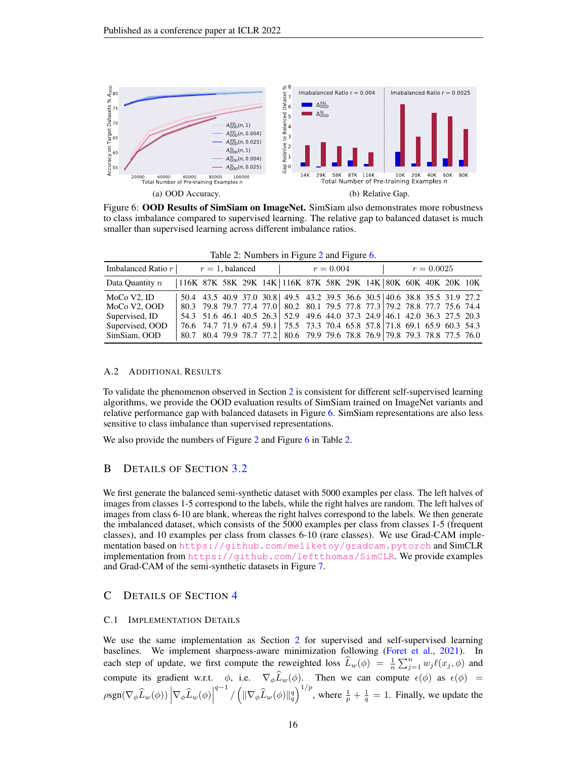(a) OOD Accuracy.

(b) Relative Gap.

Figure 6: **OOD Results of SimSiam on ImageNet.** SimSiam also demonstrates more robustness to class imbalance compared to supervised learning. The relative gap to balanced dataset is much smaller than supervised learning across different imbalance ratios.

Table 2: Numbers in Figure 2 and Figure 6.

| Imbalanced Ratio $r$ | $r = 1$, balanced | | | | | $r = 0.004$ | | | | | $r = 0.0025$ | | | | |
|---|---|---|---|---|---|---|---|---|---|---|---|---|---|---|---|
| Data Quantity $n$ | 116K | 87K | 58K | 29K | 14K | 116K | 87K | 58K | 29K | 14K | 80K | 60K | 40K | 20K | 10K |
| MoCo V2, ID | 50.4 | 43.5 | 40.9 | 37.0 | 30.8 | 49.5 | 43.2 | 39.5 | 36.6 | 30.5 | 40.6 | 38.8 | 35.5 | 31.9 | 27.2 |
| MoCo V2, OOD | 80.3 | 79.8 | 79.7 | 77.4 | 77.0 | 80.2 | 80.1 | 79.5 | 77.8 | 77.3 | 79.2 | 78.8 | 77.7 | 75.6 | 74.4 |
| Supervised, ID | 54.3 | 51.6 | 46.1 | 40.5 | 26.3 | 52.9 | 49.6 | 44.0 | 37.3 | 24.9 | 46.1 | 42.0 | 36.3 | 27.5 | 20.3 |
| Supervised, OOD | 76.6 | 74.7 | 71.9 | 67.4 | 59.1 | 75.5 | 73.3 | 70.4 | 65.8 | 57.8 | 71.8 | 69.1 | 65.9 | 60.3 | 54.3 |
| SimSiam, OOD | 80.7 | 80.4 | 79.9 | 78.7 | 77.2 | 80.6 | 79.9 | 79.6 | 78.8 | 76.9 | 79.8 | 79.3 | 78.8 | 77.5 | 76.0 |

### A.2 Additional Results

To validate the phenomenon observed in Section 2 is consistent for different self-supervised learning algorithms, we provide the OOD evaluation results of SimSiam trained on ImageNet variants and relative performance gap with balanced datasets in Figure 6. SimSiam representations are also less sensitive to class imbalance than supervised representations.

We also provide the numbers of Figure 2 and Figure 6 in Table 2.

## B Details of Section 3.2

We first generate the balanced semi-synthetic dataset with 5000 examples per class. The left halves of images from classes 1-5 correspond to the labels, while the right halves are random. The left halves of images from class 6-10 are blank, whereas the right halves correspond to the labels. We then generate the imbalanced dataset, which consists of the 5000 examples per class from classes 1-5 (frequent classes), and 10 examples per class from classes 6-10 (rare classes). We use Grad-CAM implementation based on https://github.com/meliketoy/gradcam.pytorch and SimCLR implementation from https://github.com/leftthomas/SimCLR. We provide examples and Grad-CAM of the semi-synthetic datasets in Figure 7.

## C Details of Section 4

### C.1 Implementation Details

We use the same implementation as Section 2 for supervised and self-supervised learning baselines. We implement sharpness-aware minimization following (Foret et al., 2021). In each step of update, we first compute the reweighted loss $\widehat{L}_w(\phi) = \frac{1}{n}\sum_{j=1}^{n} w_j \ell(x_j, \phi)$ and compute its gradient w.r.t. $\phi$, i.e. $\nabla_\phi \widehat{L}_w(\phi)$. Then we can compute $\epsilon(\phi)$ as $\epsilon(\phi) = \rho \text{sgn}(\nabla_\phi \widehat{L}_w(\phi)) \left|\nabla_\phi \widehat{L}_w(\phi)\right|^{q-1} / \left(\|\nabla_\phi \widehat{L}_w(\phi)\|_q^q\right)^{1/p}$, where $\frac{1}{p} + \frac{1}{q} = 1$. Finally, we update the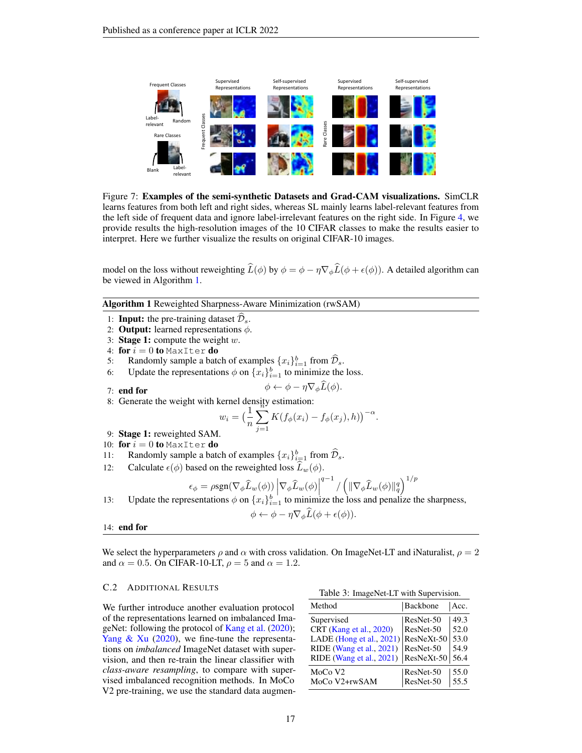Figure 7: **Examples of the semi-synthetic Datasets and Grad-CAM visualizations.** SimCLR learns features from both left and right sides, whereas SL mainly learns label-relevant features from the left side of frequent data and ignore label-irrelevant features on the right side. In Figure 4, we provide results the high-resolution images of the 10 CIFAR classes to make the results easier to interpret. Here we further visualize the results on original CIFAR-10 images.

model on the loss without reweighting $\widehat{L}(\phi)$ by $\phi = \phi - \eta \nabla_\phi \widehat{L}(\phi + \epsilon(\phi))$. A detailed algorithm can be viewed in Algorithm 1.

**Algorithm 1** Reweighted Sharpness-Aware Minimization (rwSAM)

1: **Input:** the pre-training dataset $\widehat{\mathcal{D}}_s$.
2: **Output:** learned representations $\phi$.
3: **Stage 1:** compute the weight $w$.
4: **for** $i = 0$ **to** `MaxIter` **do**
5: Randomly sample a batch of examples $\{x_i\}_{i=1}^b$ from $\widehat{\mathcal{D}}_s$.
6: Update the representations $\phi$ on $\{x_i\}_{i=1}^b$ to minimize the loss.

$$\phi \leftarrow \phi - \eta \nabla_\phi \widehat{L}(\phi).$$

7: **end for**
8: Generate the weight with kernel density estimation:

$$w_i = \Big(\frac{1}{n}\sum_{j=1}^{n} K(f_\phi(x_i) - f_\phi(x_j), h)\Big)^{-\alpha}.$$

9: **Stage 1:** reweighted SAM.
10: **for** $i = 0$ **to** `MaxIter` **do**
11: Randomly sample a batch of examples $\{x_i\}_{i=1}^b$ from $\widehat{\mathcal{D}}_s$.
12: Calculate $\epsilon(\phi)$ based on the reweighted loss $\widehat{L}_w(\phi)$.

$$\epsilon_\phi = \rho \operatorname{sgn}(\nabla_\phi \widehat{L}_w(\phi)) \left|\nabla_\phi \widehat{L}_w(\phi)\right|^{q-1} / \left(\|\nabla_\phi \widehat{L}_w(\phi)\|_q^q\right)^{1/p}$$

13: Update the representations $\phi$ on $\{x_i\}_{i=1}^b$ to minimize the loss and penalize the sharpness,

$$\phi \leftarrow \phi - \eta \nabla_\phi \widehat{L}(\phi + \epsilon(\phi)).$$

14: **end for**

We select the hyperparameters $\rho$ and $\alpha$ with cross validation. On ImageNet-LT and iNaturalist, $\rho = 2$ and $\alpha = 0.5$. On CIFAR-10-LT, $\rho = 5$ and $\alpha = 1.2$.

### C.2 Additional Results

We further introduce another evaluation protocol of the representations learned on imbalanced ImageNet: following the protocol of Kang et al. (2020); Yang & Xu (2020), we fine-tune the representations on *imbalanced* ImageNet dataset with supervision, and then re-train the linear classifier with *class-aware resampling*, to compare with supervised imbalanced recognition methods. In MoCo V2 pre-training, we use the standard data augmen-

Table 3: ImageNet-LT with Supervision.

| Method | Backbone | Acc. |
|---|---|---|
| Supervised | ResNet-50 | 49.3 |
| CRT (Kang et al., 2020) | ResNet-50 | 52.0 |
| LADE (Hong et al., 2021) | ResNeXt-50 | 53.0 |
| RIDE (Wang et al., 2021) | ResNet-50 | 54.9 |
| RIDE (Wang et al., 2021) | ResNeXt-50 | 56.4 |
| MoCo V2 | ResNet-50 | 55.0 |
| MoCo V2+rwSAM | ResNet-50 | 55.5 |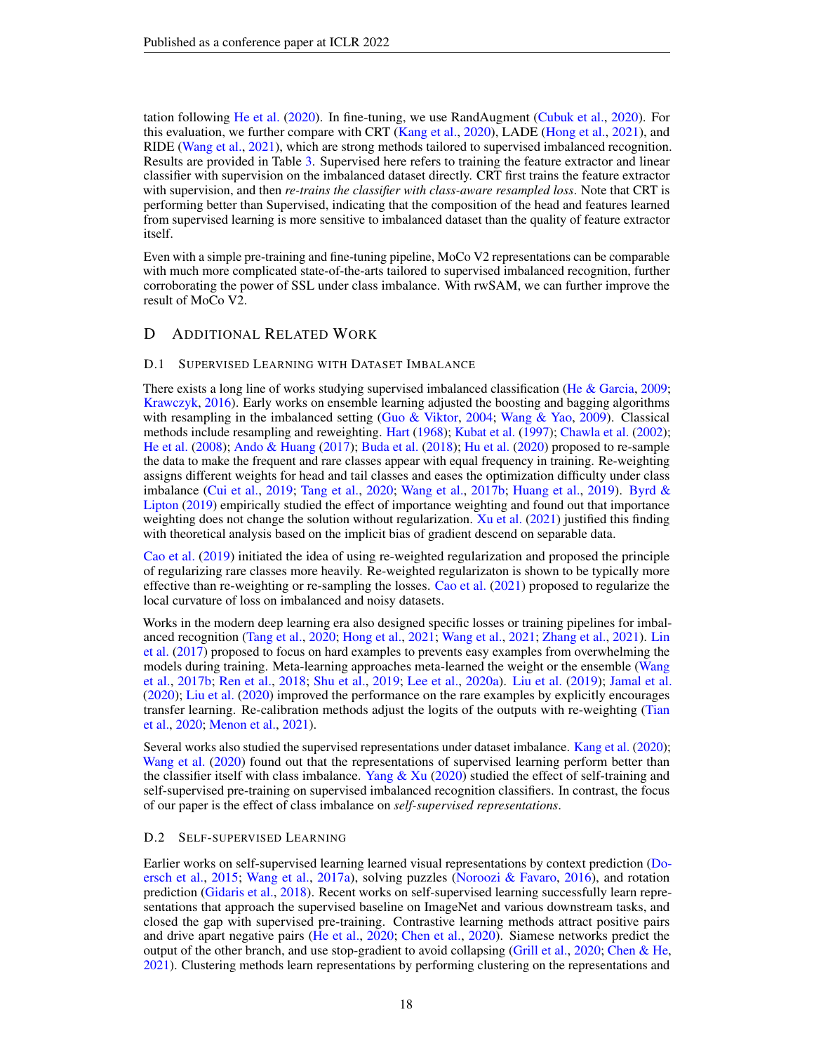tation following He et al. (2020). In fine-tuning, we use RandAugment (Cubuk et al., 2020). For this evaluation, we further compare with CRT (Kang et al., 2020), LADE (Hong et al., 2021), and RIDE (Wang et al., 2021), which are strong methods tailored to supervised imbalanced recognition. Results are provided in Table 3. Supervised here refers to training the feature extractor and linear classifier with supervision on the imbalanced dataset directly. CRT first trains the feature extractor with supervision, and then *re-trains the classifier with class-aware resampled loss*. Note that CRT is performing better than Supervised, indicating that the composition of the head and features learned from supervised learning is more sensitive to imbalanced dataset than the quality of feature extractor itself.

Even with a simple pre-training and fine-tuning pipeline, MoCo V2 representations can be comparable with much more complicated state-of-the-arts tailored to supervised imbalanced recognition, further corroborating the power of SSL under class imbalance. With rwSAM, we can further improve the result of MoCo V2.

# D Additional Related Work

## D.1 Supervised Learning with Dataset Imbalance

There exists a long line of works studying supervised imbalanced classification (He & Garcia, 2009; Krawczyk, 2016). Early works on ensemble learning adjusted the boosting and bagging algorithms with resampling in the imbalanced setting (Guo & Viktor, 2004; Wang & Yao, 2009). Classical methods include resampling and reweighting. Hart (1968); Kubat et al. (1997); Chawla et al. (2002); He et al. (2008); Ando & Huang (2017); Buda et al. (2018); Hu et al. (2020) proposed to re-sample the data to make the frequent and rare classes appear with equal frequency in training. Re-weighting assigns different weights for head and tail classes and eases the optimization difficulty under class imbalance (Cui et al., 2019; Tang et al., 2020; Wang et al., 2017b; Huang et al., 2019). Byrd & Lipton (2019) empirically studied the effect of importance weighting and found out that importance weighting does not change the solution without regularization. Xu et al. (2021) justified this finding with theoretical analysis based on the implicit bias of gradient descend on separable data.

Cao et al. (2019) initiated the idea of using re-weighted regularization and proposed the principle of regularizing rare classes more heavily. Re-weighted regularizaton is shown to be typically more effective than re-weighting or re-sampling the losses. Cao et al. (2021) proposed to regularize the local curvature of loss on imbalanced and noisy datasets.

Works in the modern deep learning era also designed specific losses or training pipelines for imbalanced recognition (Tang et al., 2020; Hong et al., 2021; Wang et al., 2021; Zhang et al., 2021). Lin et al. (2017) proposed to focus on hard examples to prevents easy examples from overwhelming the models during training. Meta-learning approaches meta-learned the weight or the ensemble (Wang et al., 2017b; Ren et al., 2018; Shu et al., 2019; Lee et al., 2020a). Liu et al. (2019); Jamal et al. (2020); Liu et al. (2020) improved the performance on the rare examples by explicitly encourages transfer learning. Re-calibration methods adjust the logits of the outputs with re-weighting (Tian et al., 2020; Menon et al., 2021).

Several works also studied the supervised representations under dataset imbalance. Kang et al. (2020); Wang et al. (2020) found out that the representations of supervised learning perform better than the classifier itself with class imbalance. Yang & Xu (2020) studied the effect of self-training and self-supervised pre-training on supervised imbalanced recognition classifiers. In contrast, the focus of our paper is the effect of class imbalance on *self-supervised representations*.

## D.2 Self-supervised Learning

Earlier works on self-supervised learning learned visual representations by context prediction (Doersch et al., 2015; Wang et al., 2017a), solving puzzles (Noroozi & Favaro, 2016), and rotation prediction (Gidaris et al., 2018). Recent works on self-supervised learning successfully learn representations that approach the supervised baseline on ImageNet and various downstream tasks, and closed the gap with supervised pre-training. Contrastive learning methods attract positive pairs and drive apart negative pairs (He et al., 2020; Chen et al., 2020). Siamese networks predict the output of the other branch, and use stop-gradient to avoid collapsing (Grill et al., 2020; Chen & He, 2021). Clustering methods learn representations by performing clustering on the representations and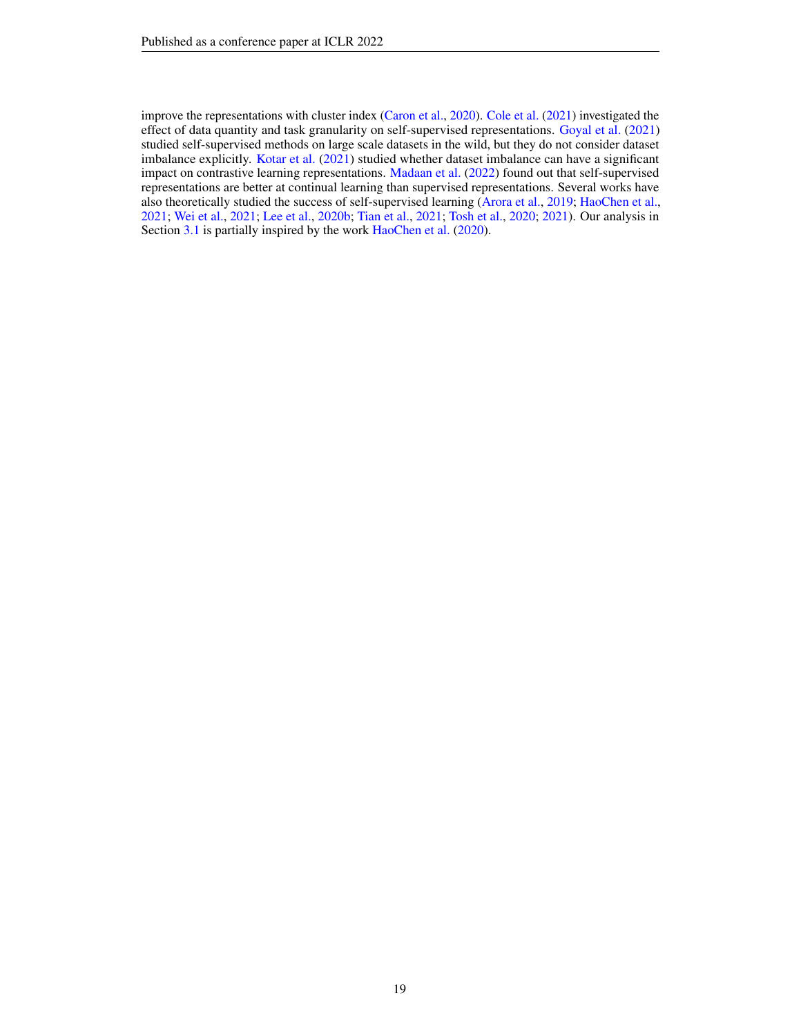improve the representations with cluster index (Caron et al., 2020). Cole et al. (2021) investigated the effect of data quantity and task granularity on self-supervised representations. Goyal et al. (2021) studied self-supervised methods on large scale datasets in the wild, but they do not consider dataset imbalance explicitly. Kotar et al. (2021) studied whether dataset imbalance can have a significant impact on contrastive learning representations. Madaan et al. (2022) found out that self-supervised representations are better at continual learning than supervised representations. Several works have also theoretically studied the success of self-supervised learning (Arora et al., 2019; HaoChen et al., 2021; Wei et al., 2021; Lee et al., 2020b; Tian et al., 2021; Tosh et al., 2020; 2021). Our analysis in Section 3.1 is partially inspired by the work HaoChen et al. (2020).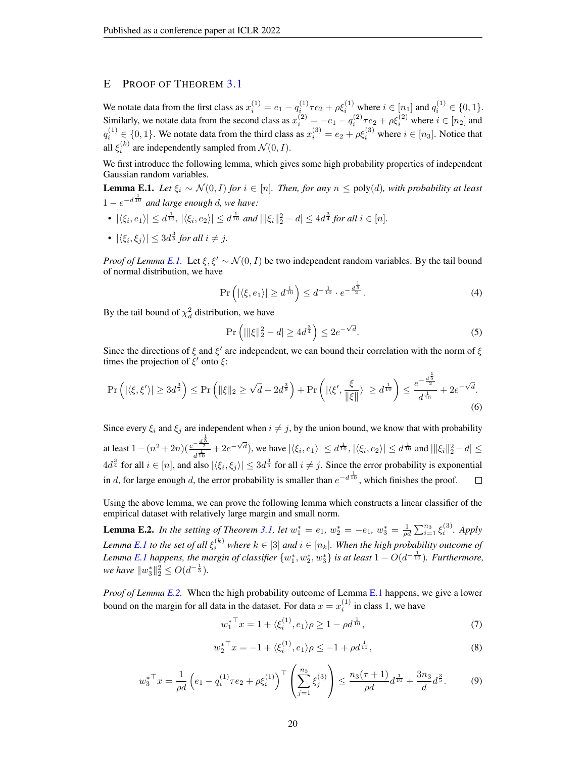## E Proof of Theorem 3.1

We notate data from the first class as $x_i^{(1)} = e_1 - q_i^{(1)}\tau e_2 + \rho\xi_i^{(1)}$ where $i \in [n_1]$ and $q_i^{(1)} \in \{0, 1\}$. Similarly, we notate data from the second class as $x_i^{(2)} = -e_1 - q_i^{(2)}\tau e_2 + \rho\xi_i^{(2)}$ where $i \in [n_2]$ and $q_i^{(1)} \in \{0, 1\}$. We notate data from the third class as $x_i^{(3)} = e_2 + \rho\xi_i^{(3)}$ where $i \in [n_3]$. Notice that all $\xi_i^{(k)}$ are independently sampled from $\mathcal{N}(0, I)$.

We first introduce the following lemma, which gives some high probability properties of independent Gaussian random variables.

**Lemma E.1.** *Let $\xi_i \sim \mathcal{N}(0, I)$ for $i \in [n]$. Then, for any $n \le \text{poly}(d)$, with probability at least $1 - e^{-d^{\frac{1}{10}}}$ and large enough $d$, we have:*

- $|\langle \xi_i, e_1\rangle| \le d^{\frac{1}{10}}$, $|\langle \xi_i, e_2\rangle| \le d^{\frac{1}{10}}$ *and* $|\|\xi_i\|_2^2 - d| \le 4d^{\frac{3}{4}}$ *for all* $i \in [n]$.
- $|\langle \xi_i, \xi_j\rangle| \le 3d^{\frac{3}{5}}$ *for all* $i \ne j$.

*Proof of Lemma E.1.* Let $\xi, \xi' \sim \mathcal{N}(0, I)$ be two independent random variables. By the tail bound of normal distribution, we have

$$\Pr\left(|\langle \xi, e_1\rangle| \ge d^{\frac{1}{10}}\right) \le d^{-\frac{1}{10}} \cdot e^{-\frac{d^{\frac{1}{5}}}{2}}. \tag{4}$$

By the tail bound of $\chi_d^2$ distribution, we have

$$\Pr\left(|\|\xi\|_2^2 - d| \ge 4d^{\frac{3}{4}}\right) \le 2e^{-\sqrt{d}}. \tag{5}$$

Since the directions of $\xi$ and $\xi'$ are independent, we can bound their correlation with the norm of $\xi$ times the projection of $\xi'$ onto $\xi$:

$$\Pr\left(|\langle \xi, \xi'\rangle| \ge 3d^{\frac{3}{5}}\right) \le \Pr\left(\|\xi\|_2 \ge \sqrt{d} + 2d^{\frac{3}{8}}\right) + \Pr\left(|\langle \xi', \frac{\xi}{\|\xi\|}\rangle| \ge d^{\frac{1}{10}}\right) \le \frac{e^{-\frac{d^{\frac{1}{5}}}{2}}}{d^{\frac{1}{10}}} + 2e^{-\sqrt{d}}. \tag{6}$$

Since every $\xi_i$ and $\xi_j$ are independent when $i \ne j$, by the union bound, we know that with probability at least $1 - (n^2 + 2n)(\frac{e^{-\frac{d^{\frac{1}{5}}}{2}}}{d^{\frac{1}{10}}} + 2e^{-\sqrt{d}})$, we have $|\langle \xi_i, e_1\rangle| \le d^{\frac{1}{10}}$, $|\langle \xi_i, e_2\rangle| \le d^{\frac{1}{10}}$ and $|\|\xi_i\|_2^2 - d| \le 4d^{\frac{3}{4}}$ for all $i \in [n]$, and also $|\langle \xi_i, \xi_j\rangle| \le 3d^{\frac{3}{5}}$ for all $i \ne j$. Since the error probability is exponential in $d$, for large enough $d$, the error probability is smaller than $e^{-d^{\frac{1}{10}}}$, which finishes the proof. $\square$

Using the above lemma, we can prove the following lemma which constructs a linear classifier of the empirical dataset with relatively large margin and small norm.

**Lemma E.2.** *In the setting of Theorem 3.1, let $w_1^* = e_1$, $w_2^* = -e_1$, $w_3^* = \frac{1}{\rho d}\sum_{i=1}^{n_3} \xi_i^{(3)}$. Apply Lemma E.1 to the set of all $\xi_i^{(k)}$ where $k \in [3]$ and $i \in [n_k]$. When the high probability outcome of Lemma E.1 happens, the margin of classifier $\{w_1^*, w_2^*, w_3^*\}$ is at least $1 - O(d^{-\frac{1}{10}})$. Furthermore, we have $\|w_3^*\|_2^2 \le O(d^{-\frac{1}{5}})$.*

*Proof of Lemma E.2.* When the high probability outcome of Lemma E.1 happens, we give a lower bound on the margin for all data in the dataset. For data $x = x_i^{(1)}$ in class 1, we have

$$w_1^{*\top} x = 1 + \langle \xi_i^{(1)}, e_1\rangle\rho \ge 1 - \rho d^{\frac{1}{10}}, \tag{7}$$

$$w_2^{*\top} x = -1 + \langle \xi_i^{(1)}, e_1\rangle\rho \le -1 + \rho d^{\frac{1}{10}}, \tag{8}$$

$$w_3^{*\top} x = \frac{1}{\rho d}\left(e_1 - q_i^{(1)}\tau e_2 + \rho\xi_i^{(1)}\right)^\top \left(\sum_{j=1}^{n_3} \xi_j^{(3)}\right) \le \frac{n_3(\tau + 1)}{\rho d} d^{\frac{1}{10}} + \frac{3n_3}{d} d^{\frac{3}{5}}. \tag{9}$$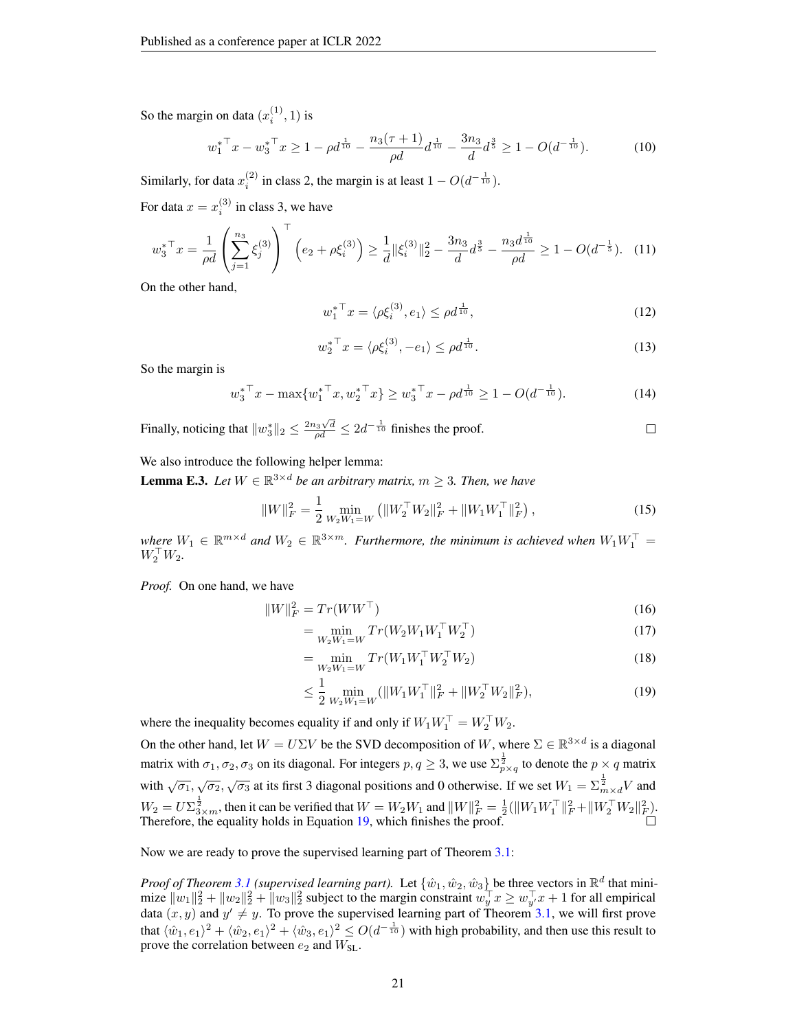So the margin on data $(x_i^{(1)}, 1)$ is

$$w_1^{*\top} x - w_3^{*\top} x \geq 1 - \rho d^{\frac{1}{10}} - \frac{n_3(\tau+1)}{\rho d} d^{\frac{1}{10}} - \frac{3n_3}{d} d^{\frac{3}{5}} \geq 1 - O(d^{-\frac{1}{10}}). \tag{10}$$

Similarly, for data $x_i^{(2)}$ in class 2, the margin is at least $1 - O(d^{-\frac{1}{10}})$.

For data $x = x_i^{(3)}$ in class 3, we have

$$w_3^{*\top} x = \frac{1}{\rho d} \left( \sum_{j=1}^{n_3} \xi_j^{(3)} \right)^\top \left( e_2 + \rho \xi_i^{(3)} \right) \geq \frac{1}{d} \|\xi_i^{(3)}\|_2^2 - \frac{3n_3}{d} d^{\frac{3}{5}} - \frac{n_3 d^{\frac{1}{10}}}{\rho d} \geq 1 - O(d^{-\frac{1}{5}}). \tag{11}$$

On the other hand,

$$w_1^{*\top} x = \langle \rho \xi_i^{(3)}, e_1 \rangle \leq \rho d^{\frac{1}{10}}, \tag{12}$$

$$w_2^{*\top} x = \langle \rho \xi_i^{(3)}, -e_1 \rangle \leq \rho d^{\frac{1}{10}}. \tag{13}$$

So the margin is

$$w_3^{*\top} x - \max\{w_1^{*\top} x, w_2^{*\top} x\} \geq w_3^{*\top} x - \rho d^{\frac{1}{10}} \geq 1 - O(d^{-\frac{1}{10}}). \tag{14}$$

Finally, noticing that $\|w_3^*\|_2 \leq \frac{2n_3\sqrt{d}}{\rho d} \leq 2d^{-\frac{1}{10}}$ finishes the proof. ∎

We also introduce the following helper lemma:

**Lemma E.3.** *Let $W \in \mathbb{R}^{3\times d}$ be an arbitrary matrix, $m \geq 3$. Then, we have*

$$\|W\|_F^2 = \frac{1}{2} \min_{W_2 W_1 = W} \left( \|W_2^\top W_2\|_F^2 + \|W_1 W_1^\top\|_F^2 \right), \tag{15}$$

*where $W_1 \in \mathbb{R}^{m\times d}$ and $W_2 \in \mathbb{R}^{3\times m}$. Furthermore, the minimum is achieved when $W_1 W_1^\top = W_2^\top W_2$.*

*Proof.* On one hand, we have

$$\|W\|_F^2 = Tr(WW^\top) \tag{16}$$

$$= \min_{W_2 W_1 = W} Tr(W_2 W_1 W_1^\top W_2^\top) \tag{17}$$

$$= \min_{W_2 W_1 = W} Tr(W_1 W_1^\top W_2^\top W_2) \tag{18}$$

$$\leq \frac{1}{2} \min_{W_2 W_1 = W} (\|W_1 W_1^\top\|_F^2 + \|W_2^\top W_2\|_F^2), \tag{19}$$

where the inequality becomes equality if and only if $W_1 W_1^\top = W_2^\top W_2$.

On the other hand, let $W = U\Sigma V$ be the SVD decomposition of $W$, where $\Sigma \in \mathbb{R}^{3\times d}$ is a diagonal matrix with $\sigma_1, \sigma_2, \sigma_3$ on its diagonal. For integers $p, q \geq 3$, we use $\Sigma_{p\times q}^{\frac{1}{2}}$ to denote the $p \times q$ matrix with $\sqrt{\sigma_1}, \sqrt{\sigma_2}, \sqrt{\sigma_3}$ at its first 3 diagonal positions and 0 otherwise. If we set $W_1 = \Sigma_{m\times d}^{\frac{1}{2}} V$ and $W_2 = U \Sigma_{3\times m}^{\frac{1}{2}}$, then it can be verified that $W = W_2 W_1$ and $\|W\|_F^2 = \frac{1}{2}(\|W_1 W_1^\top\|_F^2 + \|W_2^\top W_2\|_F^2)$. Therefore, the equality holds in Equation 19, which finishes the proof. ∎

Now we are ready to prove the supervised learning part of Theorem 3.1:

*Proof of Theorem 3.1 (supervised learning part).* Let $\{\hat{w}_1, \hat{w}_2, \hat{w}_3\}$ be three vectors in $\mathbb{R}^d$ that minimize $\|w_1\|_2^2 + \|w_2\|_2^2 + \|w_3\|_2^2$ subject to the margin constraint $w_y^\top x \geq w_{y'}^\top x + 1$ for all empirical data $(x, y)$ and $y' \neq y$. To prove the supervised learning part of Theorem 3.1, we will first prove that $\langle \hat{w}_1, e_1 \rangle^2 + \langle \hat{w}_2, e_1 \rangle^2 + \langle \hat{w}_3, e_1 \rangle^2 \leq O(d^{-\frac{1}{10}})$ with high probability, and then use this result to prove the correlation between $e_2$ and $W_{\text{SL}}$.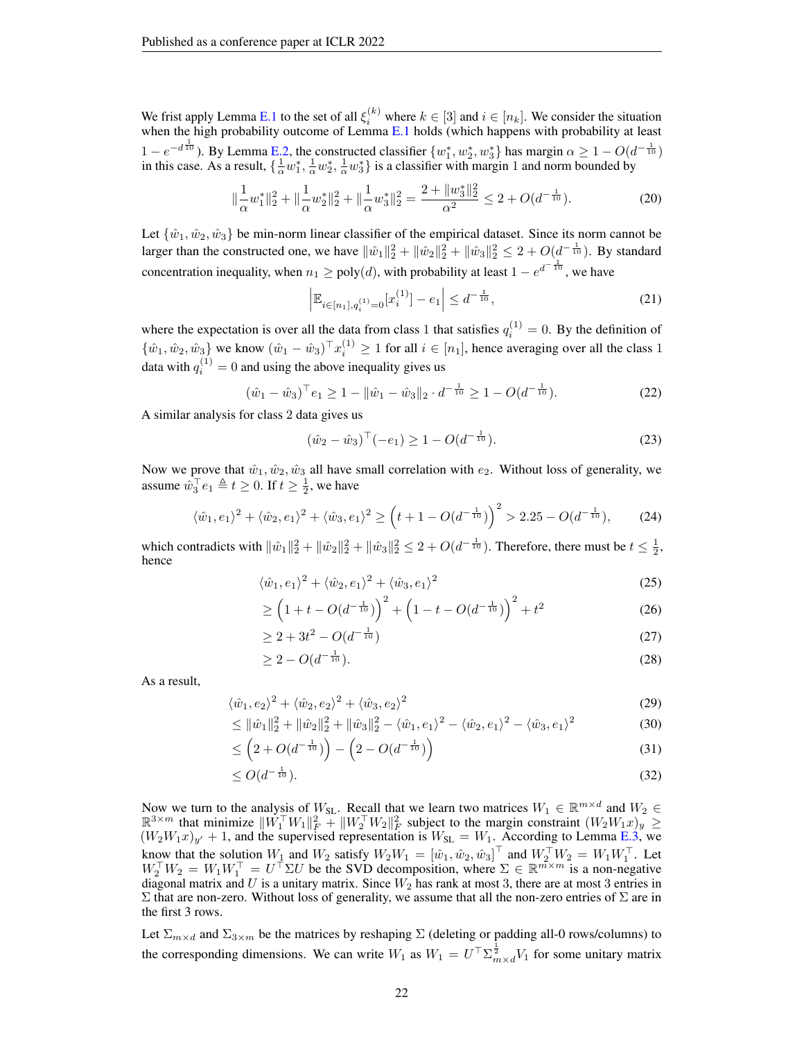We frist apply Lemma E.1 to the set of all $\xi_i^{(k)}$ where $k \in [3]$ and $i \in [n_k]$. We consider the situation when the high probability outcome of Lemma E.1 holds (which happens with probability at least $1 - e^{-d^{\frac{1}{10}}}$). By Lemma E.2, the constructed classifier $\{w_1^*, w_2^*, w_3^*\}$ has margin $\alpha \geq 1 - O(d^{-\frac{1}{10}})$ in this case. As a result, $\{\frac{1}{\alpha}w_1^*, \frac{1}{\alpha}w_2^*, \frac{1}{\alpha}w_3^*\}$ is a classifier with margin 1 and norm bounded by

$$\|\frac{1}{\alpha}w_1^*\|_2^2 + \|\frac{1}{\alpha}w_2^*\|_2^2 + \|\frac{1}{\alpha}w_3^*\|_2^2 = \frac{2 + \|w_3^*\|_2^2}{\alpha^2} \leq 2 + O(d^{-\frac{1}{10}}). \tag{20}$$

Let $\{\hat{w}_1, \hat{w}_2, \hat{w}_3\}$ be min-norm linear classifier of the empirical dataset. Since its norm cannot be larger than the constructed one, we have $\|\hat{w}_1\|_2^2 + \|\hat{w}_2\|_2^2 + \|\hat{w}_3\|_2^2 \leq 2 + O(d^{-\frac{1}{10}})$. By standard concentration inequality, when $n_1 \geq \text{poly}(d)$, with probability at least $1 - e^{d^{-\frac{1}{10}}}$, we have

$$\left| \mathbb{E}_{i \in [n_1], q_i^{(1)}=0}[x_i^{(1)}] - e_1 \right| \leq d^{-\frac{1}{10}}, \tag{21}$$

where the expectation is over all the data from class 1 that satisfies $q_i^{(1)} = 0$. By the definition of $\{\hat{w}_1, \hat{w}_2, \hat{w}_3\}$ we know $(\hat{w}_1 - \hat{w}_3)^\top x_i^{(1)} \geq 1$ for all $i \in [n_1]$, hence averaging over all the class 1 data with $q_i^{(1)} = 0$ and using the above inequality gives us

$$(\hat{w}_1 - \hat{w}_3)^\top e_1 \geq 1 - \|\hat{w}_1 - \hat{w}_3\|_2 \cdot d^{-\frac{1}{10}} \geq 1 - O(d^{-\frac{1}{10}}). \tag{22}$$

A similar analysis for class 2 data gives us

$$(\hat{w}_2 - \hat{w}_3)^\top (-e_1) \geq 1 - O(d^{-\frac{1}{10}}). \tag{23}$$

Now we prove that $\hat{w}_1, \hat{w}_2, \hat{w}_3$ all have small correlation with $e_2$. Without loss of generality, we assume $\hat{w}_3^\top e_1 \triangleq t \geq 0$. If $t \geq \frac{1}{2}$, we have

$$\langle \hat{w}_1, e_1 \rangle^2 + \langle \hat{w}_2, e_1 \rangle^2 + \langle \hat{w}_3, e_1 \rangle^2 \geq \left(t + 1 - O(d^{-\frac{1}{10}})\right)^2 > 2.25 - O(d^{-\frac{1}{10}}), \tag{24}$$

which contradicts with $\|\hat{w}_1\|_2^2 + \|\hat{w}_2\|_2^2 + \|\hat{w}_3\|_2^2 \leq 2 + O(d^{-\frac{1}{10}})$. Therefore, there must be $t \leq \frac{1}{2}$, hence

$$\langle \hat{w}_1, e_1 \rangle^2 + \langle \hat{w}_2, e_1 \rangle^2 + \langle \hat{w}_3, e_1 \rangle^2 \tag{25}$$

$$\geq \left(1 + t - O(d^{-\frac{1}{10}})\right)^2 + \left(1 - t - O(d^{-\frac{1}{10}})\right)^2 + t^2 \tag{26}$$

$$\geq 2 + 3t^2 - O(d^{-\frac{1}{10}}) \tag{27}$$

$$\geq 2 - O(d^{-\frac{1}{10}}). \tag{28}$$

As a result,

$$\langle \hat{w}_1, e_2 \rangle^2 + \langle \hat{w}_2, e_2 \rangle^2 + \langle \hat{w}_3, e_2 \rangle^2 \tag{29}$$

$$\leq \|\hat{w}_1\|_2^2 + \|\hat{w}_2\|_2^2 + \|\hat{w}_3\|_2^2 - \langle \hat{w}_1, e_1 \rangle^2 - \langle \hat{w}_2, e_1 \rangle^2 - \langle \hat{w}_3, e_1 \rangle^2 \tag{30}$$

$$\leq \left(2 + O(d^{-\frac{1}{10}})\right) - \left(2 - O(d^{-\frac{1}{10}})\right) \tag{31}$$

$$\leq O(d^{-\frac{1}{10}}). \tag{32}$$

Now we turn to the analysis of $W_{\text{SL}}$. Recall that we learn two matrices $W_1 \in \mathbb{R}^{m \times d}$ and $W_2 \in \mathbb{R}^{3 \times m}$ that minimize $\|W_1^\top W_1\|_F^2 + \|W_2^\top W_2\|_F^2$ subject to the margin constraint $(W_2 W_1 x)_y \geq (W_2 W_1 x)_{y'} + 1$, and the supervised representation is $W_{\text{SL}} = W_1$. According to Lemma E.3, we know that the solution $W_1$ and $W_2$ satisfy $W_2 W_1 = [\hat{w}_1, \hat{w}_2, \hat{w}_3]^\top$ and $W_2^\top W_2 = W_1 W_1^\top$. Let $W_2^\top W_2 = W_1 W_1^\top = U^\top \Sigma U$ be the SVD decomposition, where $\Sigma \in \mathbb{R}^{m \times m}$ is a non-negative diagonal matrix and $U$ is a unitary matrix. Since $W_2$ has rank at most 3, there are at most 3 entries in $\Sigma$ that are non-zero. Without loss of generality, we assume that all the non-zero entries of $\Sigma$ are in the first 3 rows.

Let $\Sigma_{m \times d}$ and $\Sigma_{3 \times m}$ be the matrices by reshaping $\Sigma$ (deleting or padding all-0 rows/columns) to the corresponding dimensions. We can write $W_1$ as $W_1 = U^\top \Sigma_{m \times d}^{\frac{1}{2}} V_1$ for some unitary matrix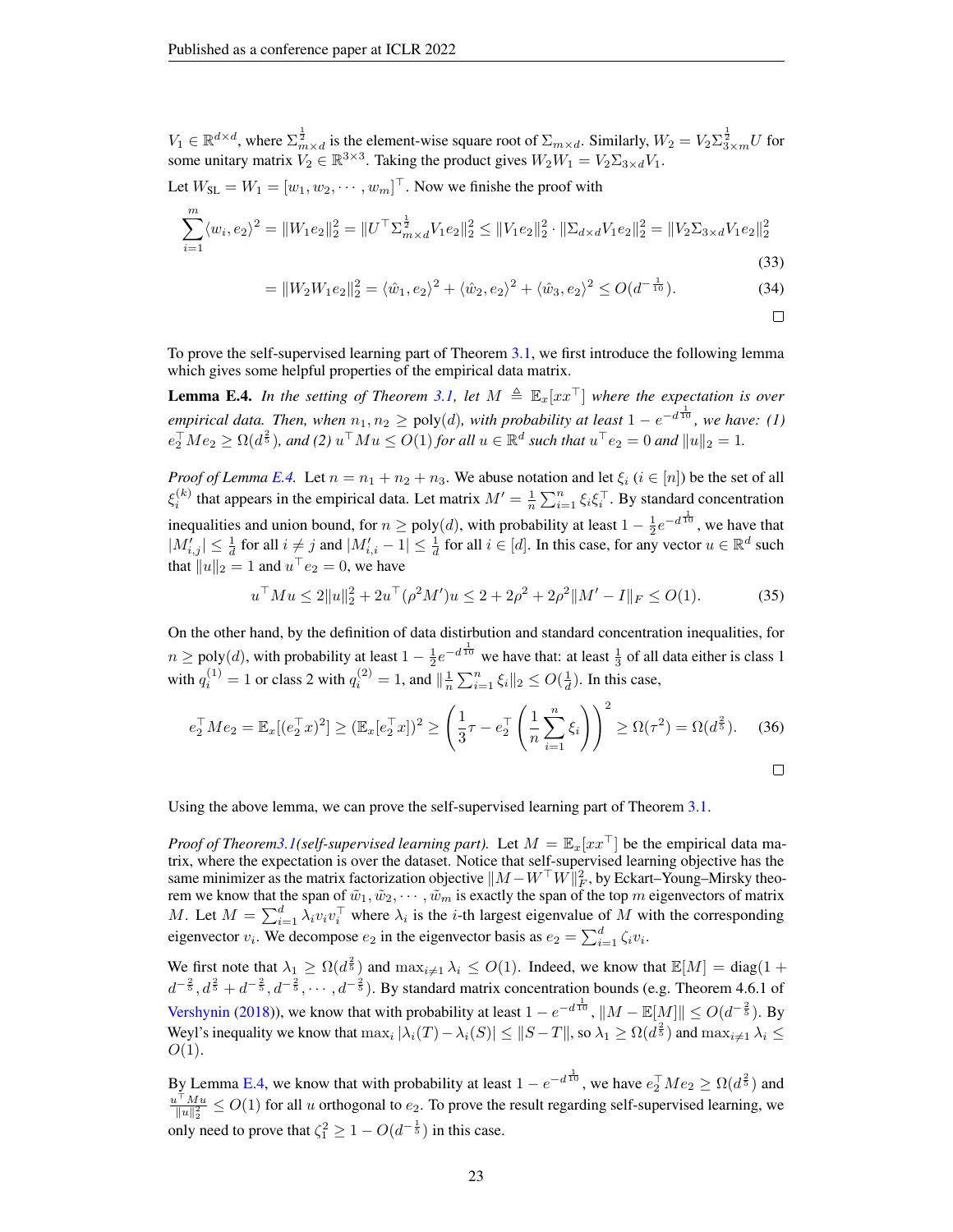$V_1 \in \mathbb{R}^{d\times d}$, where $\Sigma^{\frac{1}{2}}_{m\times d}$ is the element-wise square root of $\Sigma_{m\times d}$. Similarly, $W_2 = V_2\Sigma^{\frac{1}{2}}_{3\times m}U$ for some unitary matrix $V_2 \in \mathbb{R}^{3\times 3}$. Taking the product gives $W_2W_1 = V_2\Sigma_{3\times d}V_1$.

Let $W_{\text{SL}} = W_1 = [w_1, w_2, \cdots, w_m]^\top$. Now we finish the proof with

$$\sum_{i=1}^m \langle w_i, e_2\rangle^2 = \|W_1e_2\|_2^2 = \|U^\top \Sigma^{\frac{1}{2}}_{m\times d}V_1e_2\|_2^2 \le \|V_1e_2\|_2^2 \cdot \|\Sigma_{d\times d}V_1e_2\|_2^2 = \|V_2\Sigma_{3\times d}V_1e_2\|_2^2 \tag{33}$$

$$= \|W_2W_1e_2\|_2^2 = \langle \hat{w}_1, e_2\rangle^2 + \langle \hat{w}_2, e_2\rangle^2 + \langle \hat{w}_3, e_2\rangle^2 \le O(d^{-\frac{1}{10}}). \tag{34}$$

□

To prove the self-supervised learning part of Theorem 3.1, we first introduce the following lemma which gives some helpful properties of the empirical data matrix.

**Lemma E.4.** *In the setting of Theorem 3.1, let $M \triangleq \mathbb{E}_x[xx^\top]$ where the expectation is over empirical data. Then, when $n_1, n_2 \ge \text{poly}(d)$, with probability at least $1 - e^{-d^{\frac{1}{10}}}$, we have: (1) $e_2^\top Me_2 \ge \Omega(d^{\frac{2}{5}})$, and (2) $u^\top Mu \le O(1)$ for all $u \in \mathbb{R}^d$ such that $u^\top e_2 = 0$ and $\|u\|_2 = 1$.*

*Proof of Lemma E.4.* Let $n = n_1 + n_2 + n_3$. We abuse notation and let $\xi_i$ ($i \in [n]$) be the set of all $\xi_i^{(k)}$ that appears in the empirical data. Let matrix $M' = \frac{1}{n}\sum_{i=1}^n \xi_i\xi_i^\top$. By standard concentration inequalities and union bound, for $n \ge \text{poly}(d)$, with probability at least $1 - \frac{1}{2}e^{-d^{\frac{1}{10}}}$, we have that $|M'_{i,j}| \le \frac{1}{d}$ for all $i \ne j$ and $|M'_{i,i} - 1| \le \frac{1}{d}$ for all $i \in [d]$. In this case, for any vector $u \in \mathbb{R}^d$ such that $\|u\|_2 = 1$ and $u^\top e_2 = 0$, we have

$$u^\top Mu \le 2\|u\|_2^2 + 2u^\top(\rho^2 M')u \le 2 + 2\rho^2 + 2\rho^2\|M' - I\|_F \le O(1). \tag{35}$$

On the other hand, by the definition of data distribution and standard concentration inequalities, for $n \ge \text{poly}(d)$, with probability at least $1 - \frac{1}{2}e^{-d^{\frac{1}{10}}}$ we have that: at least $\frac{1}{3}$ of all data either is class 1 with $q_i^{(1)} = 1$ or class 2 with $q_i^{(2)} = 1$, and $\|\frac{1}{n}\sum_{i=1}^n \xi_i\|_2 \le O(\frac{1}{d})$. In this case,

$$e_2^\top Me_2 = \mathbb{E}_x[(e_2^\top x)^2] \ge (\mathbb{E}_x[e_2^\top x])^2 \ge \left(\frac{1}{3}\tau - e_2^\top\left(\frac{1}{n}\sum_{i=1}^n \xi_i\right)\right)^2 \ge \Omega(\tau^2) = \Omega(d^{\frac{2}{5}}). \tag{36}$$

□

Using the above lemma, we can prove the self-supervised learning part of Theorem 3.1.

*Proof of Theorem 3.1 (self-supervised learning part).* Let $M = \mathbb{E}_x[xx^\top]$ be the empirical data matrix, where the expectation is over the dataset. Notice that self-supervised learning objective has the same minimizer as the matrix factorization objective $\|M - W^\top W\|_F^2$, by Eckart–Young–Mirsky theorem we know that the span of $\tilde{w}_1, \tilde{w}_2, \cdots, \tilde{w}_m$ is exactly the span of the top $m$ eigenvectors of matrix $M$. Let $M = \sum_{i=1}^d \lambda_i v_i v_i^\top$ where $\lambda_i$ is the $i$-th largest eigenvalue of $M$ with the corresponding eigenvector $v_i$. We decompose $e_2$ in the eigenvector basis as $e_2 = \sum_{i=1}^d \zeta_i v_i$.

We first note that $\lambda_1 \ge \Omega(d^{\frac{2}{5}})$ and $\max_{i\ne 1}\lambda_i \le O(1)$. Indeed, we know that $\mathbb{E}[M] = \text{diag}(1 + d^{-\frac{2}{5}}, d^{\frac{2}{5}} + d^{-\frac{2}{5}}, d^{-\frac{2}{5}}, \cdots, d^{-\frac{2}{5}})$. By standard matrix concentration bounds (e.g. Theorem 4.6.1 of Vershynin (2018)), we know that with probability at least $1 - e^{-d^{\frac{1}{10}}}$, $\|M - \mathbb{E}[M]\| \le O(d^{-\frac{2}{5}})$. By Weyl's inequality we know that $\max_i |\lambda_i(T) - \lambda_i(S)| \le \|S - T\|$, so $\lambda_1 \ge \Omega(d^{\frac{2}{5}})$ and $\max_{i\ne 1}\lambda_i \le O(1)$.

By Lemma E.4, we know that with probability at least $1 - e^{-d^{\frac{1}{10}}}$, we have $e_2^\top Me_2 \ge \Omega(d^{\frac{2}{5}})$ and $\frac{u^\top Mu}{\|u\|_2^2} \le O(1)$ for all $u$ orthogonal to $e_2$. To prove the result regarding self-supervised learning, we only need to prove that $\zeta_1^2 \ge 1 - O(d^{-\frac{1}{5}})$ in this case.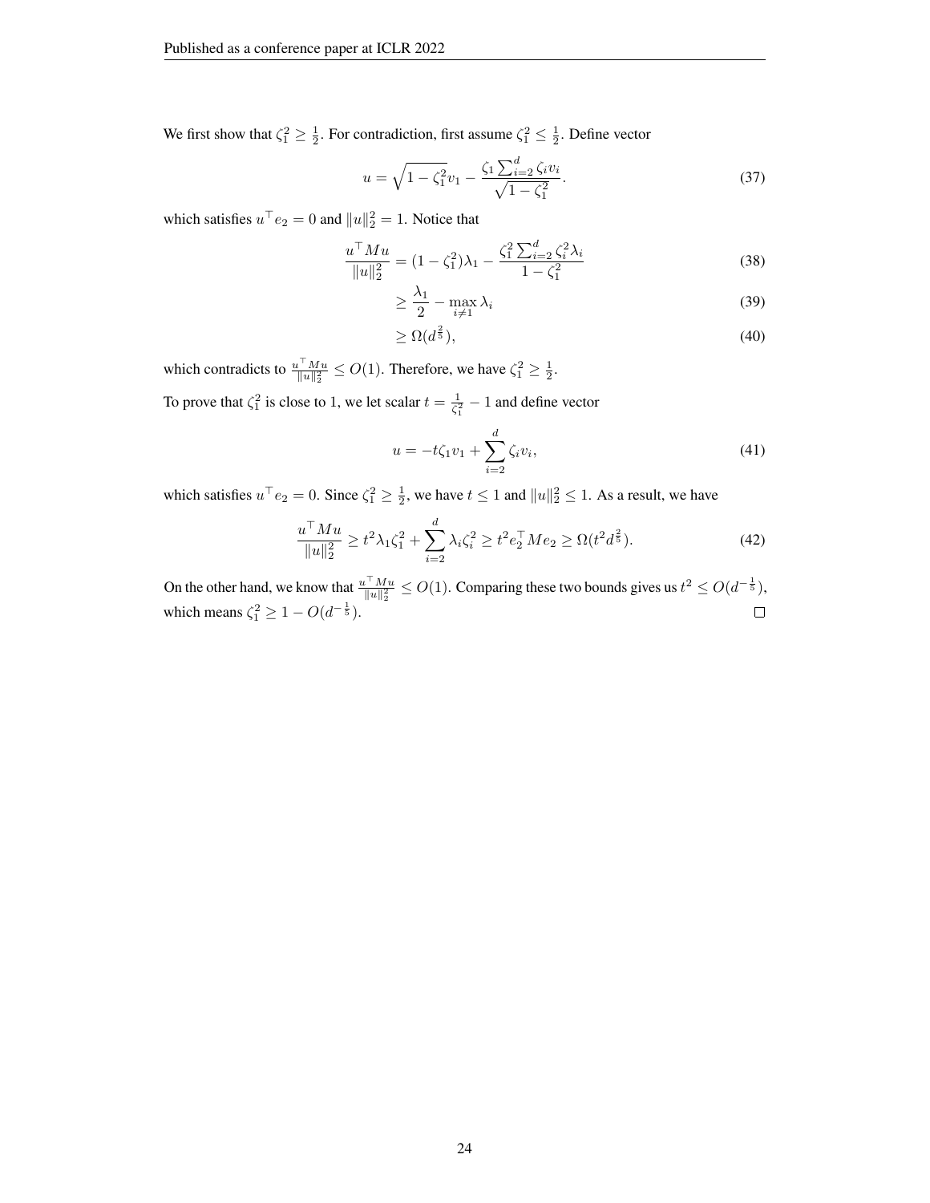We first show that $\zeta_1^2 \geq \frac{1}{2}$. For contradiction, first assume $\zeta_1^2 \leq \frac{1}{2}$. Define vector

$$u = \sqrt{1-\zeta_1^2} v_1 - \frac{\zeta_1 \sum_{i=2}^d \zeta_i v_i}{\sqrt{1-\zeta_1^2}}. \tag{37}$$

which satisfies $u^\top e_2 = 0$ and $\|u\|_2^2 = 1$. Notice that

$$\frac{u^\top M u}{\|u\|_2^2} = (1-\zeta_1^2)\lambda_1 - \frac{\zeta_1^2 \sum_{i=2}^d \zeta_i^2 \lambda_i}{1-\zeta_1^2} \tag{38}$$

$$\geq \frac{\lambda_1}{2} - \max_{i \neq 1} \lambda_i \tag{39}$$

$$\geq \Omega(d^{\frac{2}{5}}), \tag{40}$$

which contradicts to $\frac{u^\top M u}{\|u\|_2^2} \leq O(1)$. Therefore, we have $\zeta_1^2 \geq \frac{1}{2}$.

To prove that $\zeta_1^2$ is close to 1, we let scalar $t = \frac{1}{\zeta_1^2} - 1$ and define vector

$$u = -t\zeta_1 v_1 + \sum_{i=2}^d \zeta_i v_i, \tag{41}$$

which satisfies $u^\top e_2 = 0$. Since $\zeta_1^2 \geq \frac{1}{2}$, we have $t \leq 1$ and $\|u\|_2^2 \leq 1$. As a result, we have

$$\frac{u^\top M u}{\|u\|_2^2} \geq t^2 \lambda_1 \zeta_1^2 + \sum_{i=2}^d \lambda_i \zeta_i^2 \geq t^2 e_2^\top M e_2 \geq \Omega(t^2 d^{\frac{2}{5}}). \tag{42}$$

On the other hand, we know that $\frac{u^\top M u}{\|u\|_2^2} \leq O(1)$. Comparing these two bounds gives us $t^2 \leq O(d^{-\frac{1}{5}})$, which means $\zeta_1^2 \geq 1 - O(d^{-\frac{1}{5}})$. □